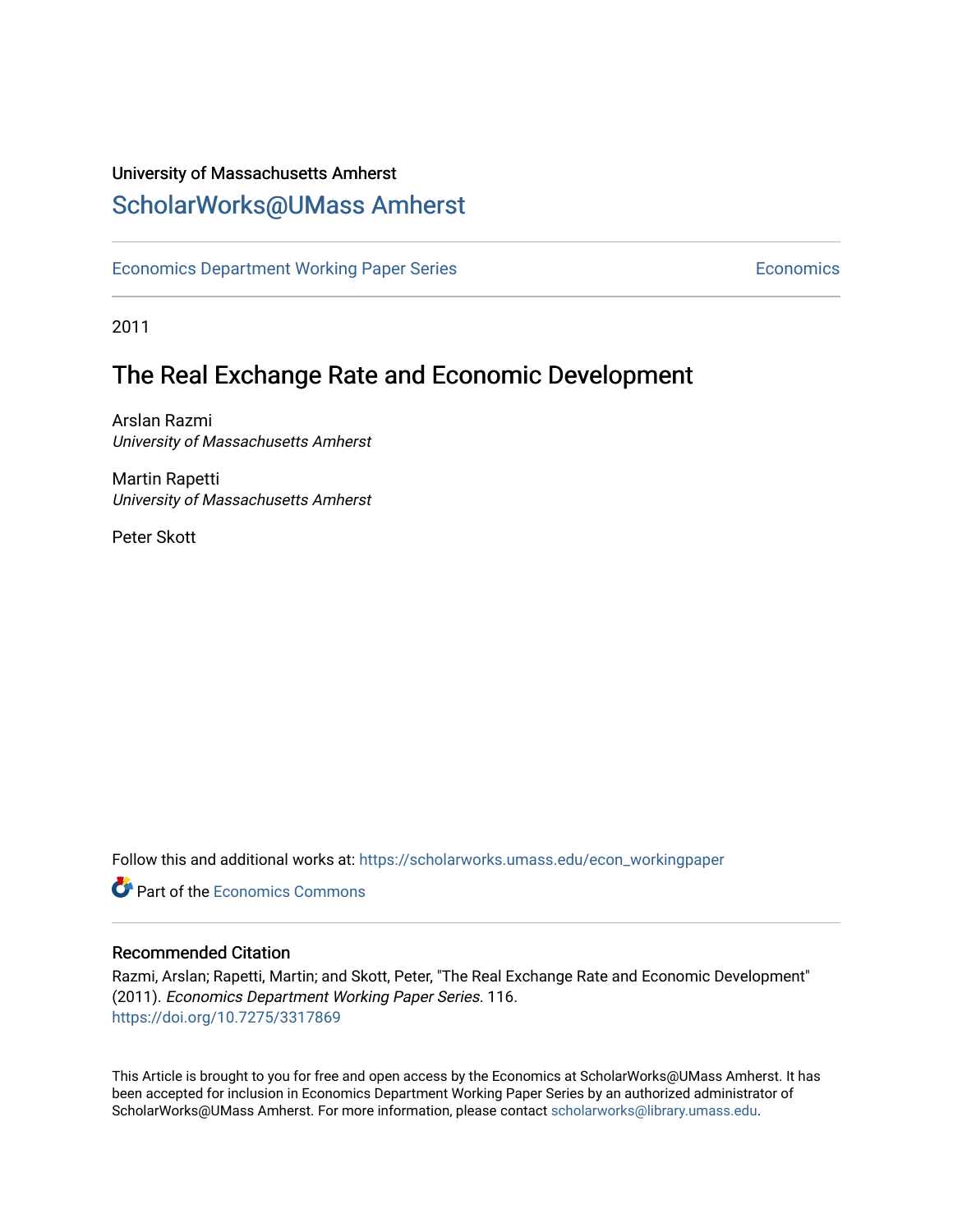University of Massachusetts Amherst

# ScholarWorks@UMass Amherst

Economics Department Working Paper Series | Economics

2011

## The Real Exchange Rate and Economic Development

Arslan Razmi
*University of Massachusetts Amherst*

Martin Rapetti
*University of Massachusetts Amherst*

Peter Skott

Follow this and additional works at: https://scholarworks.umass.edu/econ_workingpaper

Part of the Economics Commons

### Recommended Citation

Razmi, Arslan; Rapetti, Martin; and Skott, Peter, "The Real Exchange Rate and Economic Development" (2011). *Economics Department Working Paper Series*. 116.
https://doi.org/10.7275/3317869

This Article is brought to you for free and open access by the Economics at ScholarWorks@UMass Amherst. It has been accepted for inclusion in Economics Department Working Paper Series by an authorized administrator of ScholarWorks@UMass Amherst. For more information, please contact scholarworks@library.umass.edu.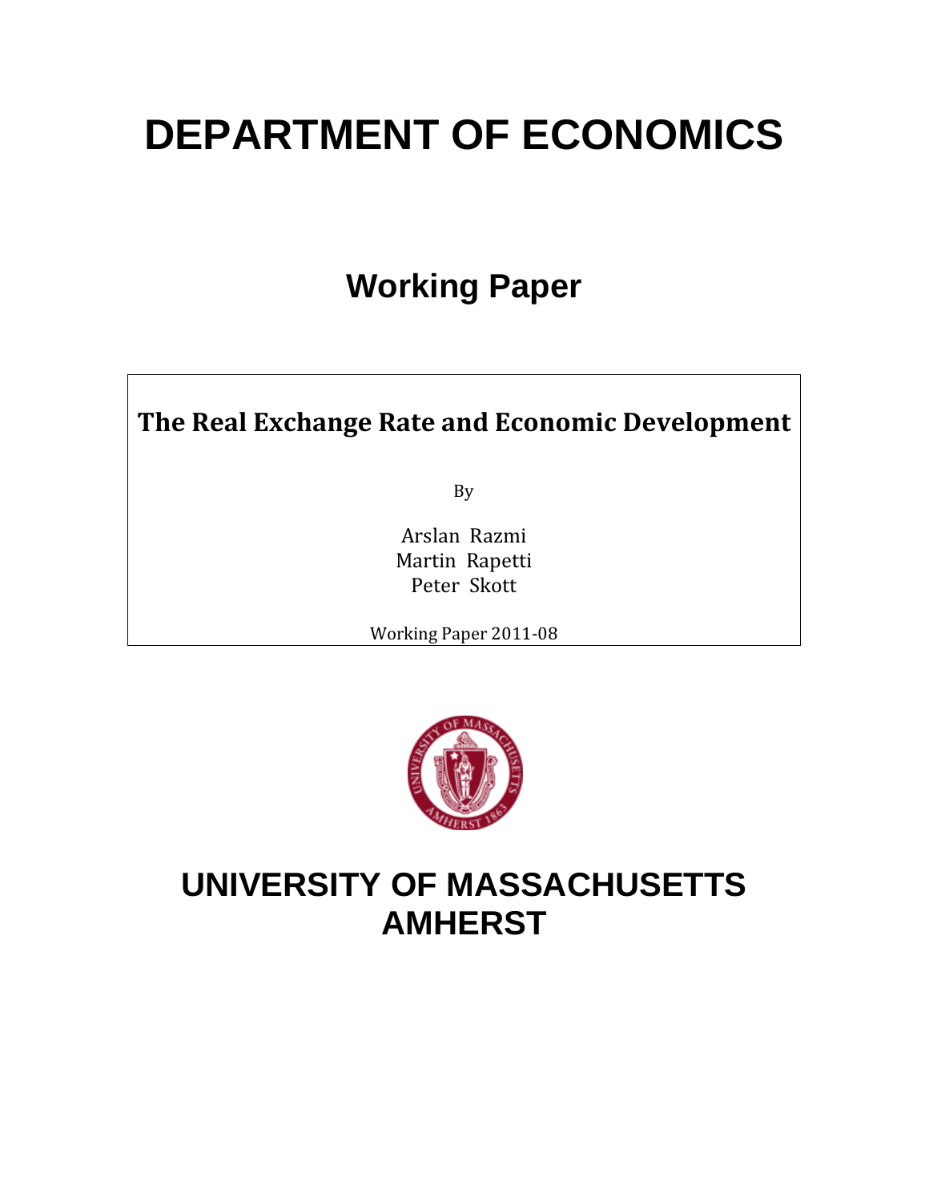# DEPARTMENT OF ECONOMICS

## Working Paper

**The Real Exchange Rate and Economic Development**

By

Arslan Razmi
Martin Rapetti
Peter Skott

Working Paper 2011-08

# UNIVERSITY OF MASSACHUSETTS AMHERST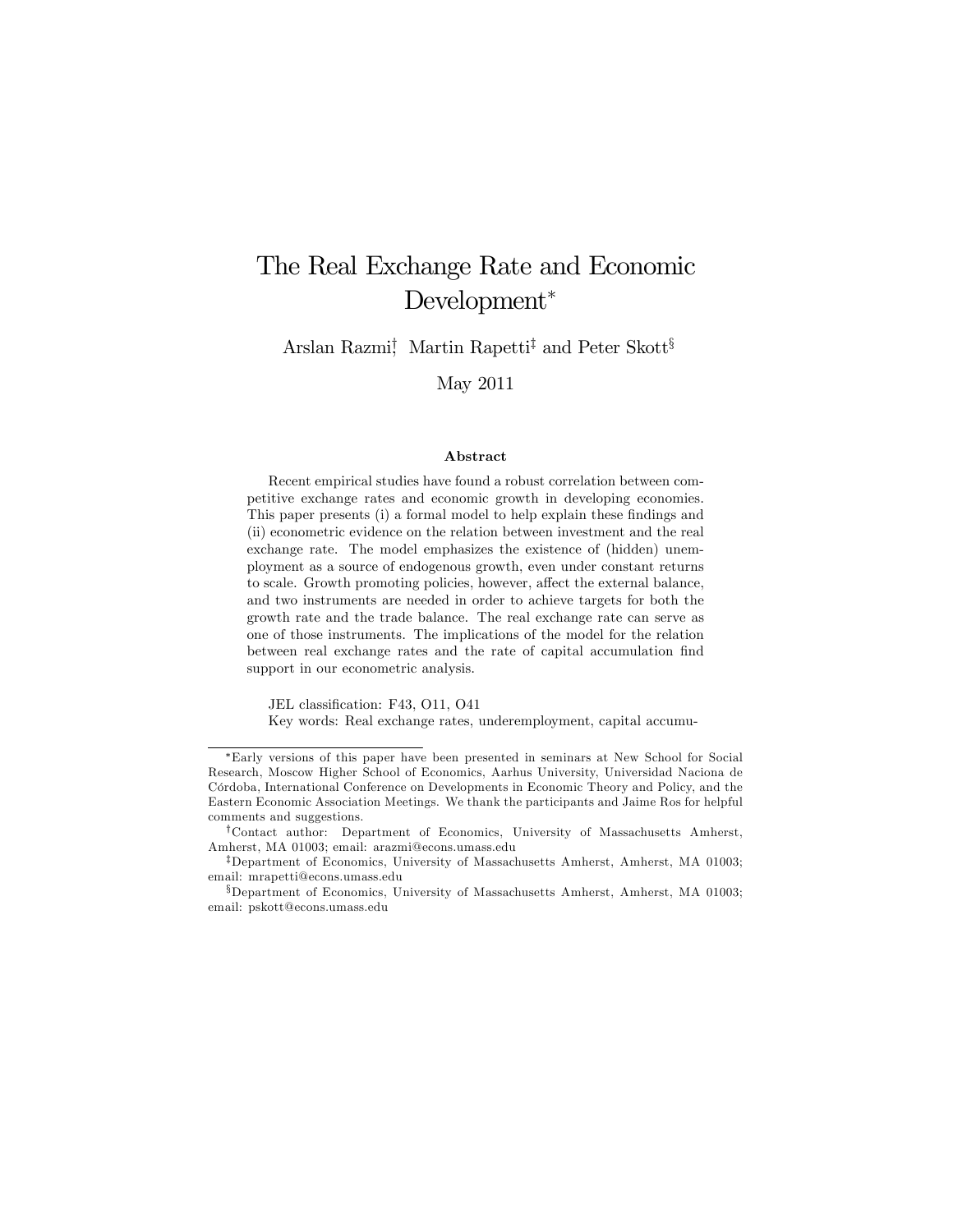# The Real Exchange Rate and Economic Development*

Arslan Razmi[†], Martin Rapetti[‡] and Peter Skott[§]

May 2011

### Abstract

Recent empirical studies have found a robust correlation between competitive exchange rates and economic growth in developing economies. This paper presents (i) a formal model to help explain these findings and (ii) econometric evidence on the relation between investment and the real exchange rate. The model emphasizes the existence of (hidden) unemployment as a source of endogenous growth, even under constant returns to scale. Growth promoting policies, however, affect the external balance, and two instruments are needed in order to achieve targets for both the growth rate and the trade balance. The real exchange rate can serve as one of those instruments. The implications of the model for the relation between real exchange rates and the rate of capital accumulation find support in our econometric analysis.

JEL classification: F43, O11, O41

Key words: Real exchange rates, underemployment, capital accumu-

---

*Early versions of this paper have been presented in seminars at New School for Social Research, Moscow Higher School of Economics, Aarhus University, Universidad Naciona de Córdoba, International Conference on Developments in Economic Theory and Policy, and the Eastern Economic Association Meetings. We thank the participants and Jaime Ros for helpful comments and suggestions.

[†]Contact author: Department of Economics, University of Massachusetts Amherst, Amherst, MA 01003; email: arazmi@econs.umass.edu

[‡]Department of Economics, University of Massachusetts Amherst, Amherst, MA 01003; email: mrapetti@econs.umass.edu

[§]Department of Economics, University of Massachusetts Amherst, Amherst, MA 01003; email: pskott@econs.umass.edu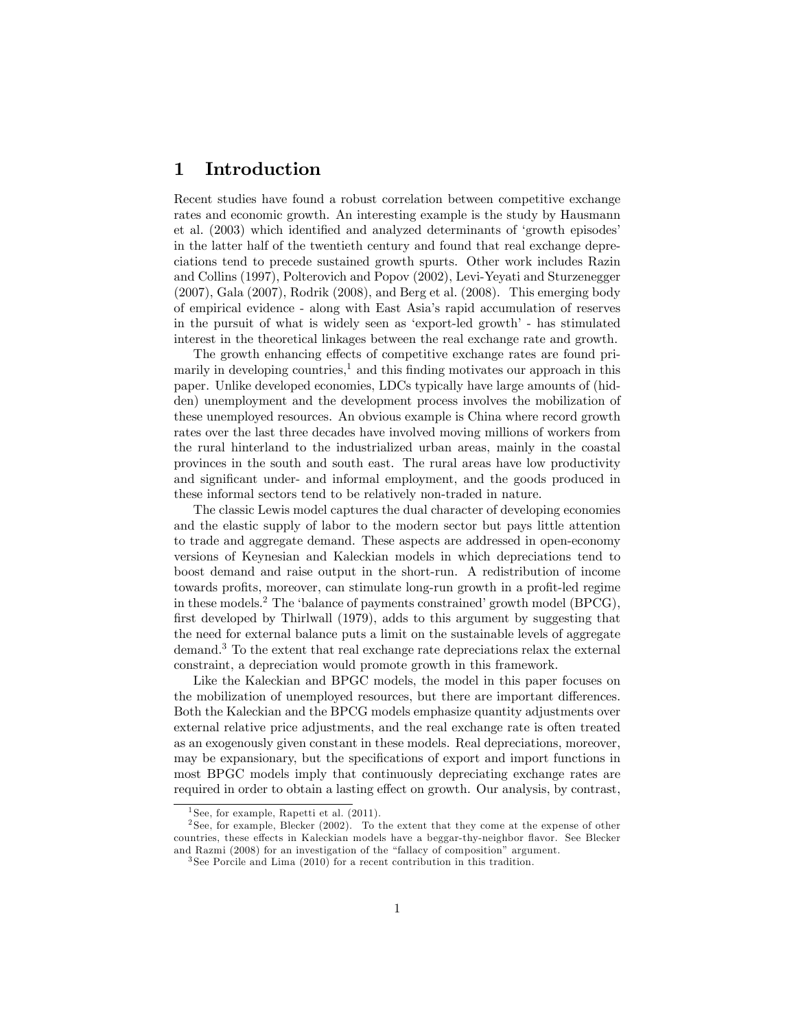# 1 Introduction

Recent studies have found a robust correlation between competitive exchange rates and economic growth. An interesting example is the study by Hausmann et al. (2003) which identified and analyzed determinants of 'growth episodes' in the latter half of the twentieth century and found that real exchange depreciations tend to precede sustained growth spurts. Other work includes Razin and Collins (1997), Polterovich and Popov (2002), Levi-Yeyati and Sturzenegger (2007), Gala (2007), Rodrik (2008), and Berg et al. (2008). This emerging body of empirical evidence - along with East Asia's rapid accumulation of reserves in the pursuit of what is widely seen as 'export-led growth' - has stimulated interest in the theoretical linkages between the real exchange rate and growth.

The growth enhancing effects of competitive exchange rates are found primarily in developing countries,[1] and this finding motivates our approach in this paper. Unlike developed economies, LDCs typically have large amounts of (hidden) unemployment and the development process involves the mobilization of these unemployed resources. An obvious example is China where record growth rates over the last three decades have involved moving millions of workers from the rural hinterland to the industrialized urban areas, mainly in the coastal provinces in the south and south east. The rural areas have low productivity and significant under- and informal employment, and the goods produced in these informal sectors tend to be relatively non-traded in nature.

The classic Lewis model captures the dual character of developing economies and the elastic supply of labor to the modern sector but pays little attention to trade and aggregate demand. These aspects are addressed in open-economy versions of Keynesian and Kaleckian models in which depreciations tend to boost demand and raise output in the short-run. A redistribution of income towards profits, moreover, can stimulate long-run growth in a profit-led regime in these models.[2] The 'balance of payments constrained' growth model (BPCG), first developed by Thirlwall (1979), adds to this argument by suggesting that the need for external balance puts a limit on the sustainable levels of aggregate demand.[3] To the extent that real exchange rate depreciations relax the external constraint, a depreciation would promote growth in this framework.

Like the Kaleckian and BPGC models, the model in this paper focuses on the mobilization of unemployed resources, but there are important differences. Both the Kaleckian and the BPCG models emphasize quantity adjustments over external relative price adjustments, and the real exchange rate is often treated as an exogenously given constant in these models. Real depreciations, moreover, may be expansionary, but the specifications of export and import functions in most BPGC models imply that continuously depreciating exchange rates are required in order to obtain a lasting effect on growth. Our analysis, by contrast,

[1] See, for example, Rapetti et al. (2011).

[2] See, for example, Blecker (2002). To the extent that they come at the expense of other countries, these effects in Kaleckian models have a beggar-thy-neighbor flavor. See Blecker and Razmi (2008) for an investigation of the "fallacy of composition" argument.

[3] See Porcile and Lima (2010) for a recent contribution in this tradition.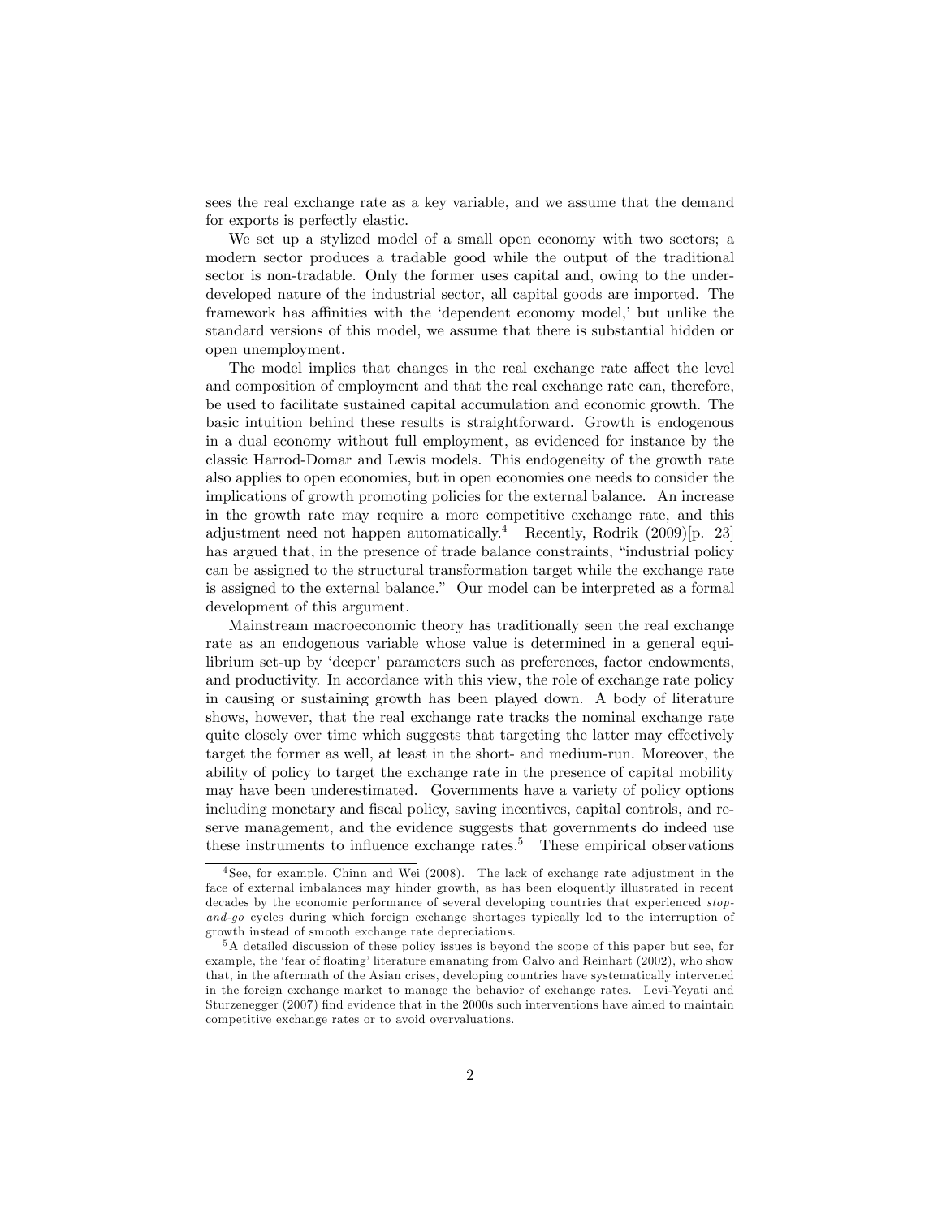sees the real exchange rate as a key variable, and we assume that the demand for exports is perfectly elastic.

We set up a stylized model of a small open economy with two sectors; a modern sector produces a tradable good while the output of the traditional sector is non-tradable. Only the former uses capital and, owing to the underdeveloped nature of the industrial sector, all capital goods are imported. The framework has affinities with the 'dependent economy model,' but unlike the standard versions of this model, we assume that there is substantial hidden or open unemployment.

The model implies that changes in the real exchange rate affect the level and composition of employment and that the real exchange rate can, therefore, be used to facilitate sustained capital accumulation and economic growth. The basic intuition behind these results is straightforward. Growth is endogenous in a dual economy without full employment, as evidenced for instance by the classic Harrod-Domar and Lewis models. This endogeneity of the growth rate also applies to open economies, but in open economies one needs to consider the implications of growth promoting policies for the external balance. An increase in the growth rate may require a more competitive exchange rate, and this adjustment need not happen automatically.[4] Recently, Rodrik (2009)[p. 23] has argued that, in the presence of trade balance constraints, "industrial policy can be assigned to the structural transformation target while the exchange rate is assigned to the external balance." Our model can be interpreted as a formal development of this argument.

Mainstream macroeconomic theory has traditionally seen the real exchange rate as an endogenous variable whose value is determined in a general equilibrium set-up by 'deeper' parameters such as preferences, factor endowments, and productivity. In accordance with this view, the role of exchange rate policy in causing or sustaining growth has been played down. A body of literature shows, however, that the real exchange rate tracks the nominal exchange rate quite closely over time which suggests that targeting the latter may effectively target the former as well, at least in the short- and medium-run. Moreover, the ability of policy to target the exchange rate in the presence of capital mobility may have been underestimated. Governments have a variety of policy options including monetary and fiscal policy, saving incentives, capital controls, and reserve management, and the evidence suggests that governments do indeed use these instruments to influence exchange rates.[5] These empirical observations

[4] See, for example, Chinn and Wei (2008). The lack of exchange rate adjustment in the face of external imbalances may hinder growth, as has been eloquently illustrated in recent decades by the economic performance of several developing countries that experienced *stop-and-go* cycles during which foreign exchange shortages typically led to the interruption of growth instead of smooth exchange rate depreciations.

[5] A detailed discussion of these policy issues is beyond the scope of this paper but see, for example, the 'fear of floating' literature emanating from Calvo and Reinhart (2002), who show that, in the aftermath of the Asian crises, developing countries have systematically intervened in the foreign exchange market to manage the behavior of exchange rates. Levi-Yeyati and Sturzenegger (2007) find evidence that in the 2000s such interventions have aimed to maintain competitive exchange rates or to avoid overvaluations.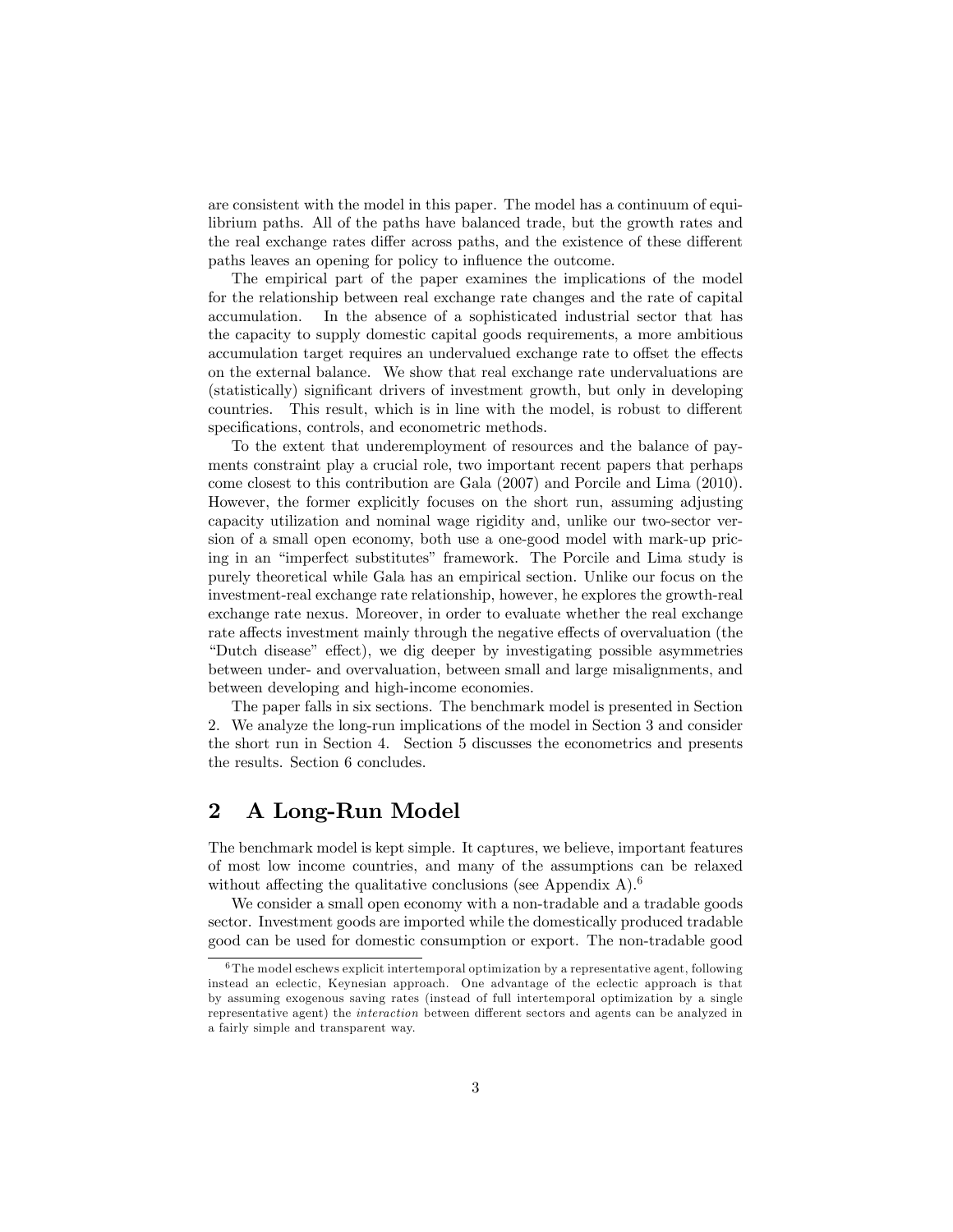are consistent with the model in this paper. The model has a continuum of equilibrium paths. All of the paths have balanced trade, but the growth rates and the real exchange rates differ across paths, and the existence of these different paths leaves an opening for policy to influence the outcome.

The empirical part of the paper examines the implications of the model for the relationship between real exchange rate changes and the rate of capital accumulation. In the absence of a sophisticated industrial sector that has the capacity to supply domestic capital goods requirements, a more ambitious accumulation target requires an undervalued exchange rate to offset the effects on the external balance. We show that real exchange rate undervaluations are (statistically) significant drivers of investment growth, but only in developing countries. This result, which is in line with the model, is robust to different specifications, controls, and econometric methods.

To the extent that underemployment of resources and the balance of payments constraint play a crucial role, two important recent papers that perhaps come closest to this contribution are Gala (2007) and Porcile and Lima (2010). However, the former explicitly focuses on the short run, assuming adjusting capacity utilization and nominal wage rigidity and, unlike our two-sector version of a small open economy, both use a one-good model with mark-up pricing in an "imperfect substitutes" framework. The Porcile and Lima study is purely theoretical while Gala has an empirical section. Unlike our focus on the investment-real exchange rate relationship, however, he explores the growth-real exchange rate nexus. Moreover, in order to evaluate whether the real exchange rate affects investment mainly through the negative effects of overvaluation (the "Dutch disease" effect), we dig deeper by investigating possible asymmetries between under- and overvaluation, between small and large misalignments, and between developing and high-income economies.

The paper falls in six sections. The benchmark model is presented in Section 2. We analyze the long-run implications of the model in Section 3 and consider the short run in Section 4. Section 5 discusses the econometrics and presents the results. Section 6 concludes.

## 2 A Long-Run Model

The benchmark model is kept simple. It captures, we believe, important features of most low income countries, and many of the assumptions can be relaxed without affecting the qualitative conclusions (see Appendix A).[6]

We consider a small open economy with a non-tradable and a tradable goods sector. Investment goods are imported while the domestically produced tradable good can be used for domestic consumption or export. The non-tradable good

[6] The model eschews explicit intertemporal optimization by a representative agent, following instead an eclectic, Keynesian approach. One advantage of the eclectic approach is that by assuming exogenous saving rates (instead of full intertemporal optimization by a single representative agent) the *interaction* between different sectors and agents can be analyzed in a fairly simple and transparent way.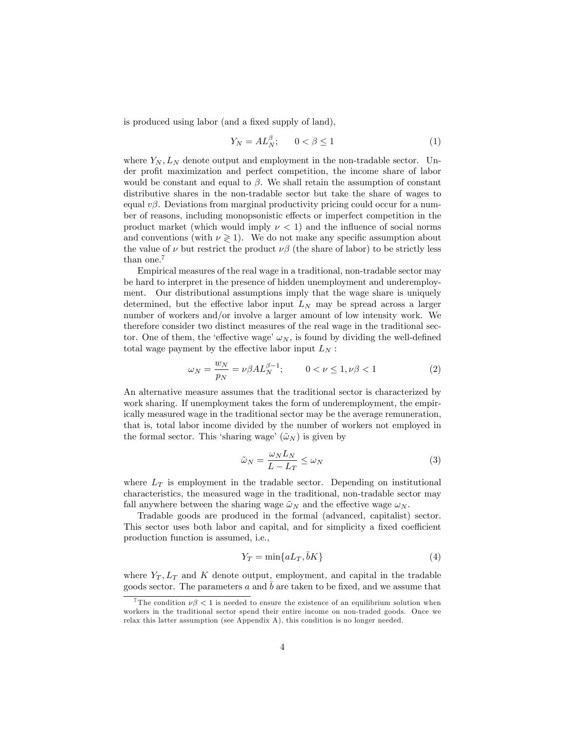is produced using labor (and a fixed supply of land),

$$Y_N = AL_N^{\beta}; \qquad 0 < \beta \leq 1 \tag{1}$$

where $Y_N, L_N$ denote output and employment in the non-tradable sector. Under profit maximization and perfect competition, the income share of labor would be constant and equal to $\beta$. We shall retain the assumption of constant distributive shares in the non-tradable sector but take the share of wages to equal $v\beta$. Deviations from marginal productivity pricing could occur for a number of reasons, including monopsonistic effects or imperfect competition in the product market (which would imply $\nu < 1$) and the influence of social norms and conventions (with $\nu \gtrless 1$). We do not make any specific assumption about the value of $\nu$ but restrict the product $\nu\beta$ (the share of labor) to be strictly less than one.[7]

Empirical measures of the real wage in a traditional, non-tradable sector may be hard to interpret in the presence of hidden unemployment and underemployment. Our distributional assumptions imply that the wage share is uniquely determined, but the effective labor input $L_N$ may be spread across a larger number of workers and/or involve a larger amount of low intensity work. We therefore consider two distinct measures of the real wage in the traditional sector. One of them, the 'effective wage' $\omega_N$, is found by dividing the well-defined total wage payment by the effective labor input $L_N$ :

$$\omega_N = \frac{w_N}{p_N} = \nu\beta AL_N^{\beta-1}; \qquad 0 < \nu \leq 1, \nu\beta < 1 \tag{2}$$

An alternative measure assumes that the traditional sector is characterized by work sharing. If unemployment takes the form of underemployment, the empirically measured wage in the traditional sector may be the average remuneration, that is, total labor income divided by the number of workers not employed in the formal sector. This 'sharing wage' ($\tilde{\omega}_N$) is given by

$$\tilde{\omega}_N = \frac{\omega_N L_N}{L - L_T} \leq \omega_N \tag{3}$$

where $L_T$ is employment in the tradable sector. Depending on institutional characteristics, the measured wage in the traditional, non-tradable sector may fall anywhere between the sharing wage $\tilde{\omega}_N$ and the effective wage $\omega_N$.

Tradable goods are produced in the formal (advanced, capitalist) sector. This sector uses both labor and capital, and for simplicity a fixed coefficient production function is assumed, i.e.,

$$Y_T = \min\{aL_T, \bar{b}K\} \tag{4}$$

where $Y_T, L_T$ and $K$ denote output, employment, and capital in the tradable goods sector. The parameters $a$ and $\bar{b}$ are taken to be fixed, and we assume that

[7] The condition $\nu\beta < 1$ is needed to ensure the existence of an equilibrium solution when workers in the traditional sector spend their entire income on non-traded goods. Once we relax this latter assumption (see Appendix A), this condition is no longer needed.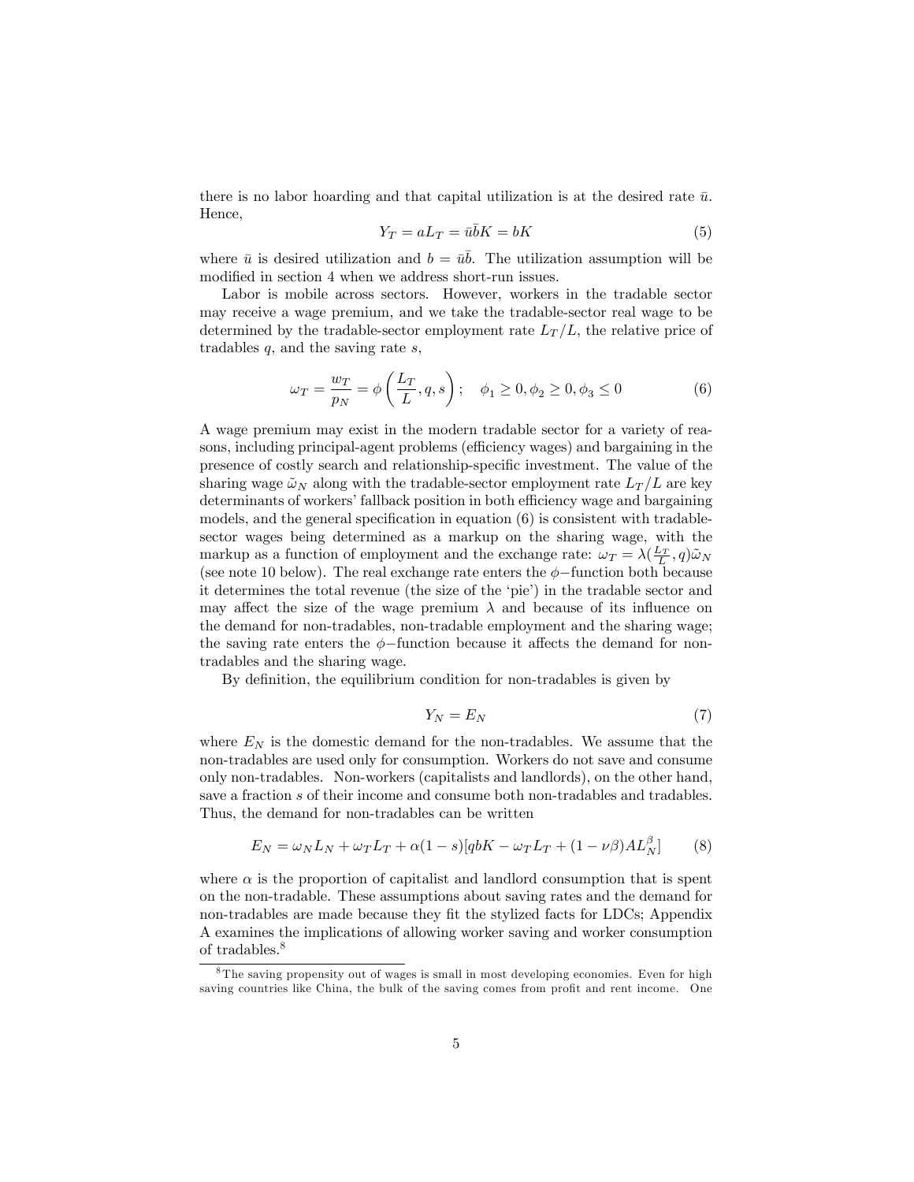there is no labor hoarding and that capital utilization is at the desired rate $\bar{u}$. Hence,

$$Y_T = aL_T = \bar{u}\bar{b}K = bK \tag{5}$$

where $\bar{u}$ is desired utilization and $b = \bar{u}\bar{b}$. The utilization assumption will be modified in section 4 when we address short-run issues.

Labor is mobile across sectors. However, workers in the tradable sector may receive a wage premium, and we take the tradable-sector real wage to be determined by the tradable-sector employment rate $L_T/L$, the relative price of tradables $q$, and the saving rate $s$,

$$\omega_T = \frac{w_T}{p_N} = \phi\left(\frac{L_T}{L}, q, s\right); \quad \phi_1 \geq 0, \phi_2 \geq 0, \phi_3 \leq 0 \tag{6}$$

A wage premium may exist in the modern tradable sector for a variety of reasons, including principal-agent problems (efficiency wages) and bargaining in the presence of costly search and relationship-specific investment. The value of the sharing wage $\tilde{\omega}_N$ along with the tradable-sector employment rate $L_T/L$ are key determinants of workers' fallback position in both efficiency wage and bargaining models, and the general specification in equation (6) is consistent with tradable-sector wages being determined as a markup on the sharing wage, with the markup as a function of employment and the exchange rate: $\omega_T = \lambda(\frac{L_T}{L}, q)\tilde{\omega}_N$ (see note 10 below). The real exchange rate enters the $\phi-$function both because it determines the total revenue (the size of the 'pie') in the tradable sector and may affect the size of the wage premium $\lambda$ and because of its influence on the demand for non-tradables, non-tradable employment and the sharing wage; the saving rate enters the $\phi-$function because it affects the demand for non-tradables and the sharing wage.

By definition, the equilibrium condition for non-tradables is given by

$$Y_N = E_N \tag{7}$$

where $E_N$ is the domestic demand for the non-tradables. We assume that the non-tradables are used only for consumption. Workers do not save and consume only non-tradables. Non-workers (capitalists and landlords), on the other hand, save a fraction $s$ of their income and consume both non-tradables and tradables. Thus, the demand for non-tradables can be written

$$E_N = \omega_N L_N + \omega_T L_T + \alpha(1-s)[qbK - \omega_T L_T + (1-\nu\beta)AL_N^{\beta}] \tag{8}$$

where $\alpha$ is the proportion of capitalist and landlord consumption that is spent on the non-tradable. These assumptions about saving rates and the demand for non-tradables are made because they fit the stylized facts for LDCs; Appendix A examines the implications of allowing worker saving and worker consumption of tradables.[8]

[8] The saving propensity out of wages is small in most developing economies. Even for high saving countries like China, the bulk of the saving comes from profit and rent income. One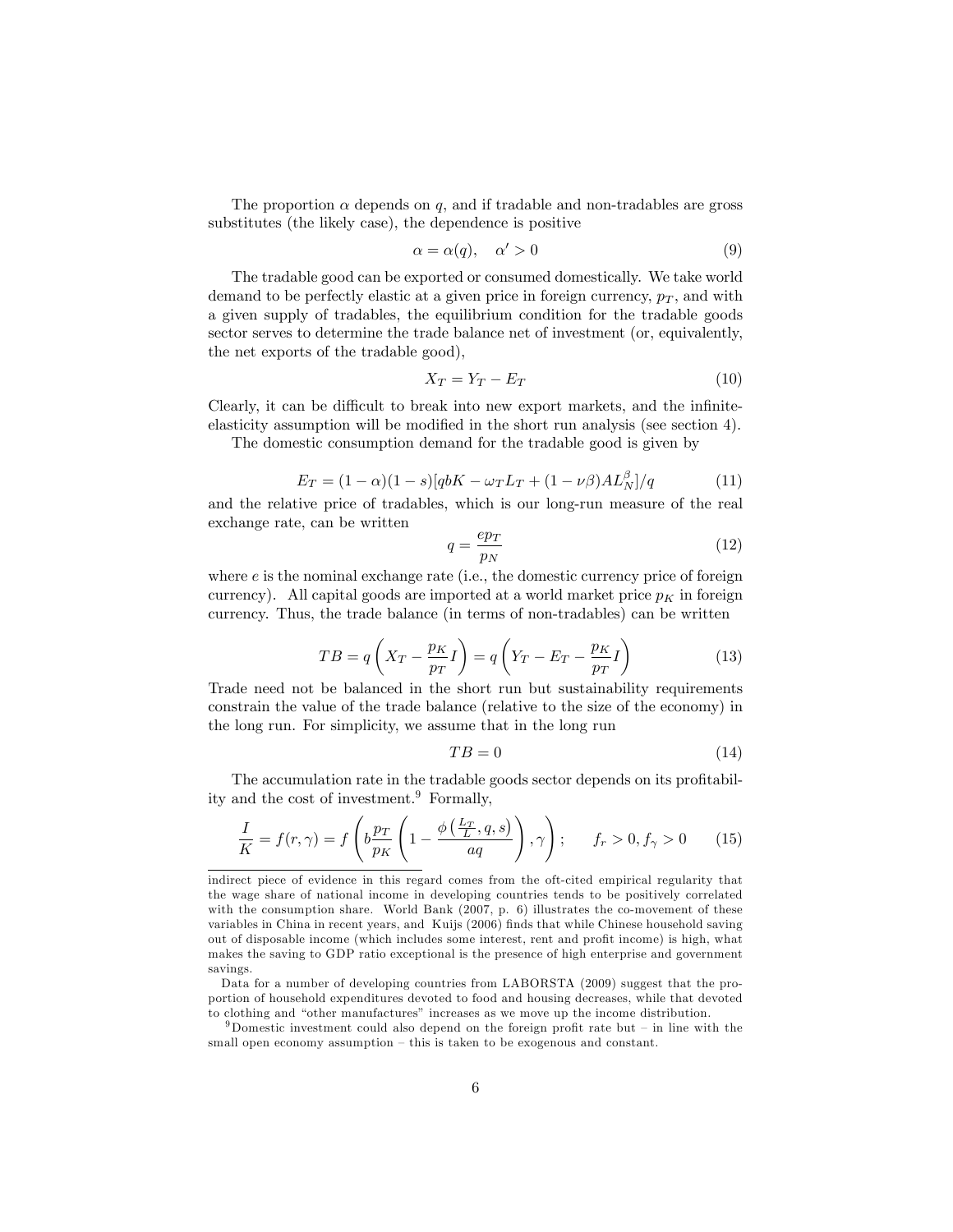The proportion $\alpha$ depends on $q$, and if tradable and non-tradables are gross substitutes (the likely case), the dependence is positive

$$\alpha = \alpha(q), \quad \alpha' > 0 \tag{9}$$

The tradable good can be exported or consumed domestically. We take world demand to be perfectly elastic at a given price in foreign currency, $p_T$, and with a given supply of tradables, the equilibrium condition for the tradable goods sector serves to determine the trade balance net of investment (or, equivalently, the net exports of the tradable good),

$$X_T = Y_T - E_T \tag{10}$$

Clearly, it can be difficult to break into new export markets, and the infinite-elasticity assumption will be modified in the short run analysis (see section 4).

The domestic consumption demand for the tradable good is given by

$$E_T = (1-\alpha)(1-s)[qbK - \omega_T L_T + (1-\nu\beta)AL_N^{\beta}]/q \tag{11}$$

and the relative price of tradables, which is our long-run measure of the real exchange rate, can be written

$$q = \frac{ep_T}{p_N} \tag{12}$$

where $e$ is the nominal exchange rate (i.e., the domestic currency price of foreign currency). All capital goods are imported at a world market price $p_K$ in foreign currency. Thus, the trade balance (in terms of non-tradables) can be written

$$TB = q\left(X_T - \frac{p_K}{p_T}I\right) = q\left(Y_T - E_T - \frac{p_K}{p_T}I\right) \tag{13}$$

Trade need not be balanced in the short run but sustainability requirements constrain the value of the trade balance (relative to the size of the economy) in the long run. For simplicity, we assume that in the long run

$$TB = 0 \tag{14}$$

The accumulation rate in the tradable goods sector depends on its profitability and the cost of investment.[9] Formally,

$$\frac{I}{K} = f(r,\gamma) = f\left(b\frac{p_T}{p_K}\left(1 - \frac{\phi\left(\frac{L_T}{L}, q, s\right)}{aq}\right), \gamma\right); \qquad f_r > 0, f_\gamma > 0 \tag{15}$$

---

indirect piece of evidence in this regard comes from the oft-cited empirical regularity that the wage share of national income in developing countries tends to be positively correlated with the consumption share. World Bank (2007, p. 6) illustrates the co-movement of these variables in China in recent years, and Kuijs (2006) finds that while Chinese household saving out of disposable income (which includes some interest, rent and profit income) is high, what makes the saving to GDP ratio exceptional is the presence of high enterprise and government savings.

Data for a number of developing countries from LABORSTA (2009) suggest that the proportion of household expenditures devoted to food and housing decreases, while that devoted to clothing and "other manufactures" increases as we move up the income distribution.

[9] Domestic investment could also depend on the foreign profit rate but – in line with the small open economy assumption – this is taken to be exogenous and constant.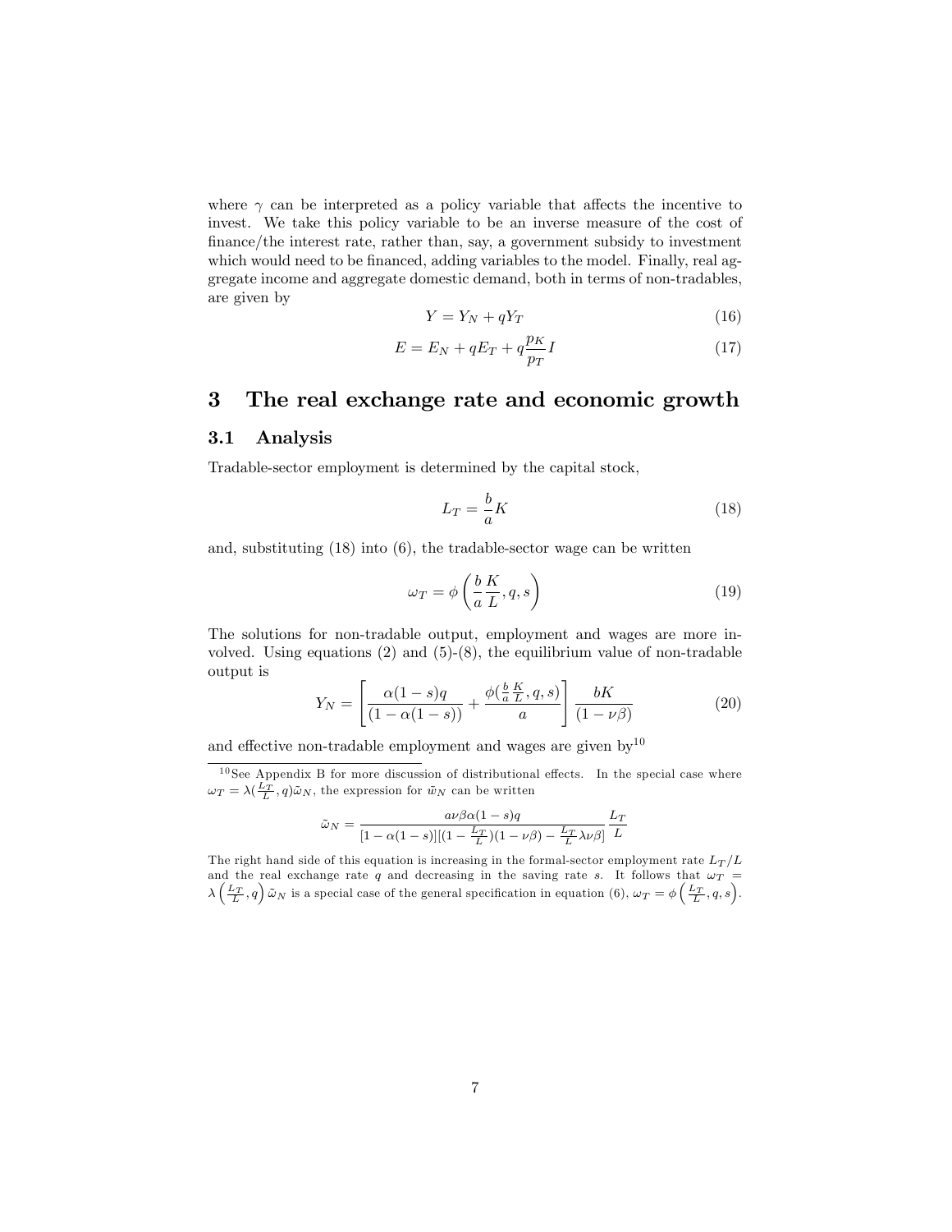where $\gamma$ can be interpreted as a policy variable that affects the incentive to invest. We take this policy variable to be an inverse measure of the cost of finance/the interest rate, rather than, say, a government subsidy to investment which would need to be financed, adding variables to the model. Finally, real aggregate income and aggregate domestic demand, both in terms of non-tradables, are given by

$$Y = Y_N + qY_T \tag{16}$$

$$E = E_N + qE_T + q\frac{p_K}{p_T}I \tag{17}$$

# 3 The real exchange rate and economic growth

## 3.1 Analysis

Tradable-sector employment is determined by the capital stock,

$$L_T = \frac{b}{a}K \tag{18}$$

and, substituting (18) into (6), the tradable-sector wage can be written

$$\omega_T = \phi\left(\frac{b}{a}\frac{K}{L}, q, s\right) \tag{19}$$

The solutions for non-tradable output, employment and wages are more involved. Using equations (2) and (5)-(8), the equilibrium value of non-tradable output is

$$Y_N = \left[\frac{\alpha(1-s)q}{(1-\alpha(1-s))} + \frac{\phi(\frac{b}{a}\frac{K}{L}, q, s)}{a}\right]\frac{bK}{(1-\nu\beta)} \tag{20}$$

and effective non-tradable employment and wages are given by[10]

---

[10] See Appendix B for more discussion of distributional effects. In the special case where $\omega_T = \lambda(\frac{L_T}{L}, q)\tilde{\omega}_N$, the expression for $\tilde{w}_N$ can be written

$$\tilde{\omega}_N = \frac{a\nu\beta\alpha(1-s)q}{[1-\alpha(1-s)][(1-\frac{L_T}{L})(1-\nu\beta) - \frac{L_T}{L}\lambda\nu\beta]}\frac{L_T}{L}$$

The right hand side of this equation is increasing in the formal-sector employment rate $L_T/L$ and the real exchange rate $q$ and decreasing in the saving rate $s$. It follows that $\omega_T = \lambda\left(\frac{L_T}{L}, q\right)\tilde{\omega}_N$ is a special case of the general specification in equation (6), $\omega_T = \phi\left(\frac{L_T}{L}, q, s\right)$.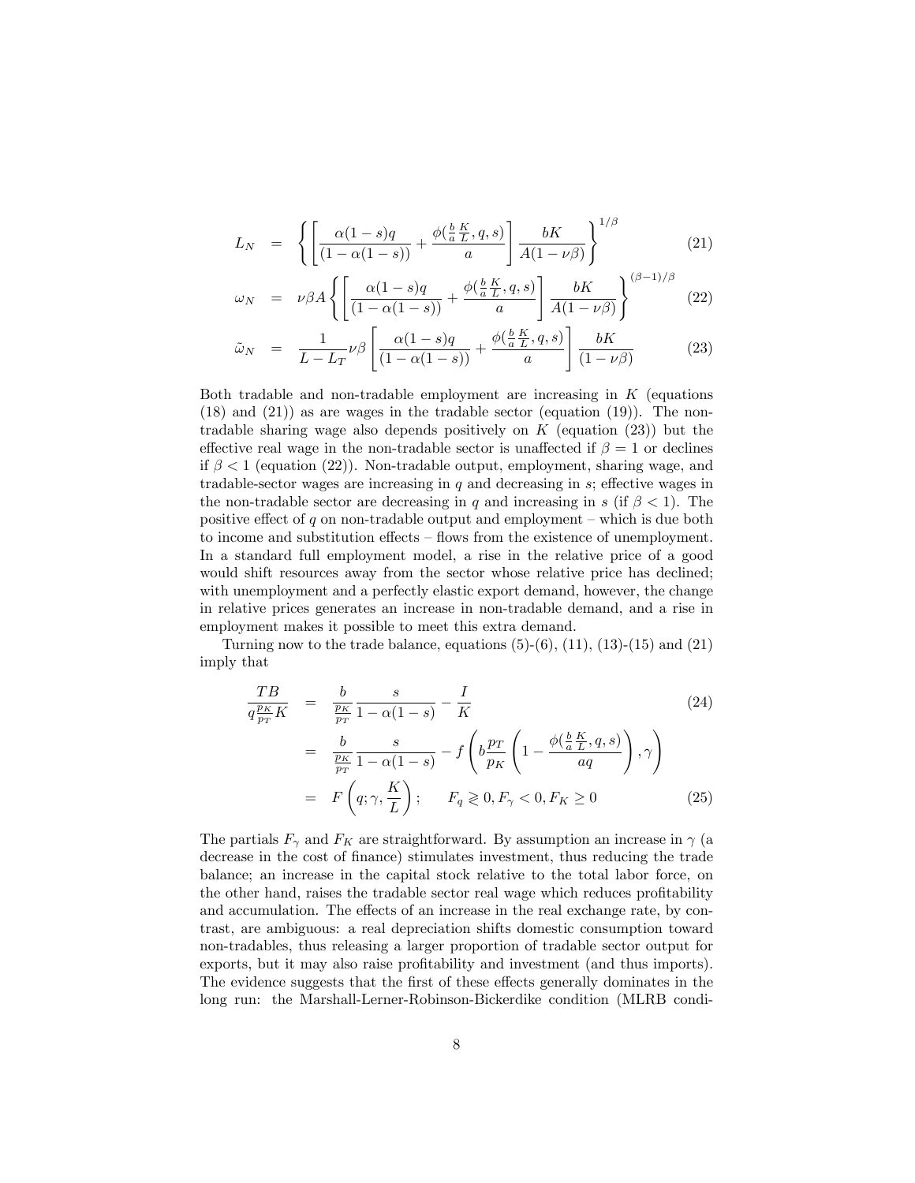$$L_N = \left\{ \left[ \frac{\alpha(1-s)q}{(1-\alpha(1-s))} + \frac{\phi(\frac{b}{a}\frac{K}{L}, q, s)}{a} \right] \frac{bK}{A(1-\nu\beta)} \right\}^{1/\beta} \tag{21}$$

$$\omega_N = \nu\beta A \left\{ \left[ \frac{\alpha(1-s)q}{(1-\alpha(1-s))} + \frac{\phi(\frac{b}{a}\frac{K}{L}, q, s)}{a} \right] \frac{bK}{A(1-\nu\beta)} \right\}^{(\beta-1)/\beta} \tag{22}$$

$$\tilde{\omega}_N = \frac{1}{L - L_T}\nu\beta \left[ \frac{\alpha(1-s)q}{(1-\alpha(1-s))} + \frac{\phi(\frac{b}{a}\frac{K}{L}, q, s)}{a} \right] \frac{bK}{(1-\nu\beta)} \tag{23}$$

Both tradable and non-tradable employment are increasing in $K$ (equations (18) and (21)) as are wages in the tradable sector (equation (19)). The non-tradable sharing wage also depends positively on $K$ (equation (23)) but the effective real wage in the non-tradable sector is unaffected if $\beta = 1$ or declines if $\beta < 1$ (equation (22)). Non-tradable output, employment, sharing wage, and tradable-sector wages are increasing in $q$ and decreasing in $s$; effective wages in the non-tradable sector are decreasing in $q$ and increasing in $s$ (if $\beta < 1$). The positive effect of $q$ on non-tradable output and employment – which is due both to income and substitution effects – flows from the existence of unemployment. In a standard full employment model, a rise in the relative price of a good would shift resources away from the sector whose relative price has declined; with unemployment and a perfectly elastic export demand, however, the change in relative prices generates an increase in non-tradable demand, and a rise in employment makes it possible to meet this extra demand.

Turning now to the trade balance, equations (5)-(6), (11), (13)-(15) and (21) imply that

$$\frac{TB}{q\frac{p_K}{p_T}K} = \frac{b}{\frac{p_K}{p_T}} \frac{s}{1-\alpha(1-s)} - \frac{I}{K} \tag{24}$$

$$= \frac{b}{\frac{p_K}{p_T}} \frac{s}{1-\alpha(1-s)} - f\left( b\frac{p_T}{p_K}\left(1 - \frac{\phi(\frac{b}{a}\frac{K}{L}, q, s)}{aq}\right), \gamma \right)$$

$$= F\left(q; \gamma, \frac{K}{L}\right); \qquad F_q \gtrless 0, F_\gamma < 0, F_K \geq 0 \tag{25}$$

The partials $F_\gamma$ and $F_K$ are straightforward. By assumption an increase in $\gamma$ (a decrease in the cost of finance) stimulates investment, thus reducing the trade balance; an increase in the capital stock relative to the total labor force, on the other hand, raises the tradable sector real wage which reduces profitability and accumulation. The effects of an increase in the real exchange rate, by contrast, are ambiguous: a real depreciation shifts domestic consumption toward non-tradables, thus releasing a larger proportion of tradable sector output for exports, but it may also raise profitability and investment (and thus imports). The evidence suggests that the first of these effects generally dominates in the long run: the Marshall-Lerner-Robinson-Bickerdike condition (MLRB condi-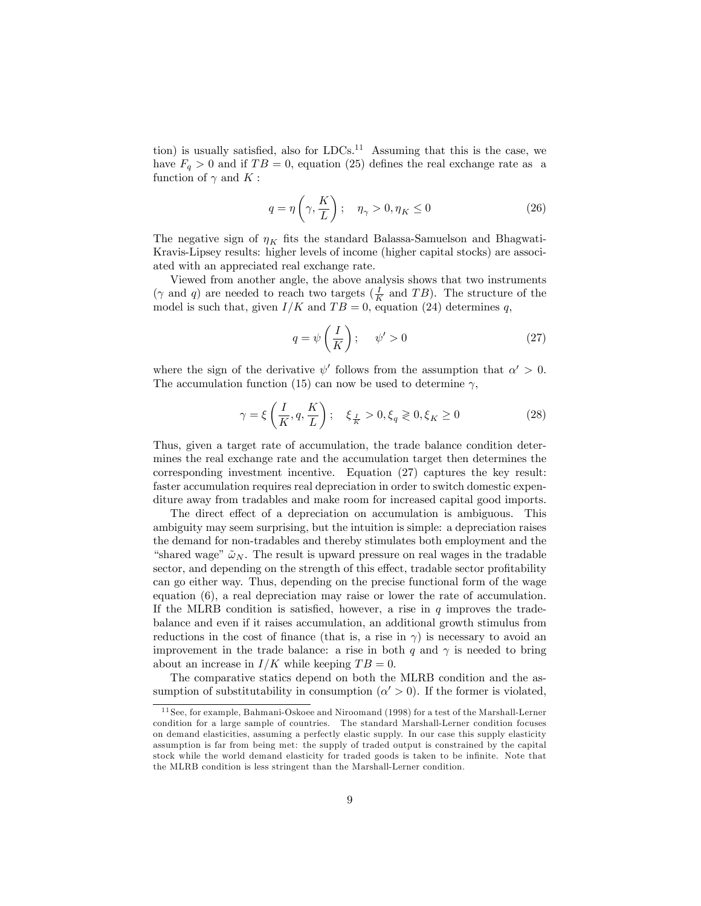tion) is usually satisfied, also for LDCs.[11] Assuming that this is the case, we have $F_q > 0$ and if $TB = 0$, equation (25) defines the real exchange rate as a function of $\gamma$ and $K$ :

$$q = \eta\left(\gamma, \frac{K}{L}\right); \quad \eta_\gamma > 0, \eta_K \leq 0 \tag{26}$$

The negative sign of $\eta_K$ fits the standard Balassa-Samuelson and Bhagwati-Kravis-Lipsey results: higher levels of income (higher capital stocks) are associated with an appreciated real exchange rate.

Viewed from another angle, the above analysis shows that two instruments ($\gamma$ and $q$) are needed to reach two targets ($\frac{I}{K}$ and $TB$). The structure of the model is such that, given $I/K$ and $TB = 0$, equation (24) determines $q$,

$$q = \psi\left(\frac{I}{K}\right); \quad \psi' > 0 \tag{27}$$

where the sign of the derivative $\psi'$ follows from the assumption that $\alpha' > 0$. The accumulation function (15) can now be used to determine $\gamma$,

$$\gamma = \xi\left(\frac{I}{K}, q, \frac{K}{L}\right); \quad \xi_{\frac{I}{K}} > 0, \xi_q \gtrless 0, \xi_K \geq 0 \tag{28}$$

Thus, given a target rate of accumulation, the trade balance condition determines the real exchange rate and the accumulation target then determines the corresponding investment incentive. Equation (27) captures the key result: faster accumulation requires real depreciation in order to switch domestic expenditure away from tradables and make room for increased capital good imports.

The direct effect of a depreciation on accumulation is ambiguous. This ambiguity may seem surprising, but the intuition is simple: a depreciation raises the demand for non-tradables and thereby stimulates both employment and the "shared wage" $\tilde{\omega}_N$. The result is upward pressure on real wages in the tradable sector, and depending on the strength of this effect, tradable sector profitability can go either way. Thus, depending on the precise functional form of the wage equation (6), a real depreciation may raise or lower the rate of accumulation. If the MLRB condition is satisfied, however, a rise in $q$ improves the trade-balance and even if it raises accumulation, an additional growth stimulus from reductions in the cost of finance (that is, a rise in $\gamma$) is necessary to avoid an improvement in the trade balance: a rise in both $q$ and $\gamma$ is needed to bring about an increase in $I/K$ while keeping $TB = 0$.

The comparative statics depend on both the MLRB condition and the assumption of substitutability in consumption ($\alpha' > 0$). If the former is violated,

[11] See, for example, Bahmani-Oskoee and Niroomand (1998) for a test of the Marshall-Lerner condition for a large sample of countries. The standard Marshall-Lerner condition focuses on demand elasticities, assuming a perfectly elastic supply. In our case this supply elasticity assumption is far from being met: the supply of traded output is constrained by the capital stock while the world demand elasticity for traded goods is taken to be infinite. Note that the MLRB condition is less stringent than the Marshall-Lerner condition.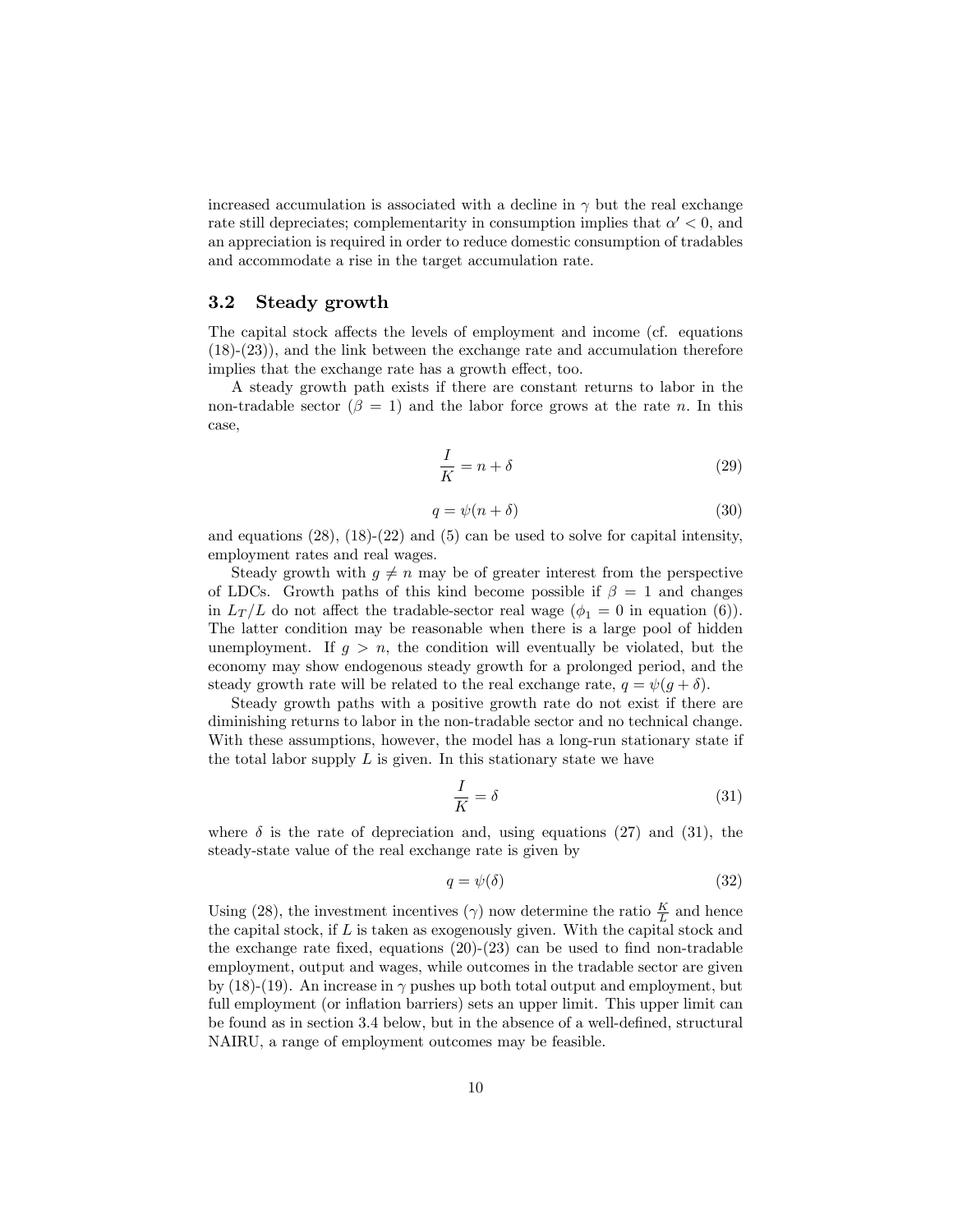increased accumulation is associated with a decline in $\gamma$ but the real exchange rate still depreciates; complementarity in consumption implies that $\alpha' < 0$, and an appreciation is required in order to reduce domestic consumption of tradables and accommodate a rise in the target accumulation rate.

## 3.2 Steady growth

The capital stock affects the levels of employment and income (cf. equations (18)-(23)), and the link between the exchange rate and accumulation therefore implies that the exchange rate has a growth effect, too.

A steady growth path exists if there are constant returns to labor in the non-tradable sector ($\beta = 1$) and the labor force grows at the rate $n$. In this case,

$$\frac{I}{K} = n + \delta \tag{29}$$

$$q = \psi(n + \delta) \tag{30}$$

and equations (28), (18)-(22) and (5) can be used to solve for capital intensity, employment rates and real wages.

Steady growth with $g \neq n$ may be of greater interest from the perspective of LDCs. Growth paths of this kind become possible if $\beta = 1$ and changes in $L_T/L$ do not affect the tradable-sector real wage ($\phi_1 = 0$ in equation (6)). The latter condition may be reasonable when there is a large pool of hidden unemployment. If $g > n$, the condition will eventually be violated, but the economy may show endogenous steady growth for a prolonged period, and the steady growth rate will be related to the real exchange rate, $q = \psi(g + \delta)$.

Steady growth paths with a positive growth rate do not exist if there are diminishing returns to labor in the non-tradable sector and no technical change. With these assumptions, however, the model has a long-run stationary state if the total labor supply $L$ is given. In this stationary state we have

$$\frac{I}{K} = \delta \tag{31}$$

where $\delta$ is the rate of depreciation and, using equations (27) and (31), the steady-state value of the real exchange rate is given by

$$q = \psi(\delta) \tag{32}$$

Using (28), the investment incentives ($\gamma$) now determine the ratio $\frac{K}{L}$ and hence the capital stock, if $L$ is taken as exogenously given. With the capital stock and the exchange rate fixed, equations (20)-(23) can be used to find non-tradable employment, output and wages, while outcomes in the tradable sector are given by (18)-(19). An increase in $\gamma$ pushes up both total output and employment, but full employment (or inflation barriers) sets an upper limit. This upper limit can be found as in section 3.4 below, but in the absence of a well-defined, structural NAIRU, a range of employment outcomes may be feasible.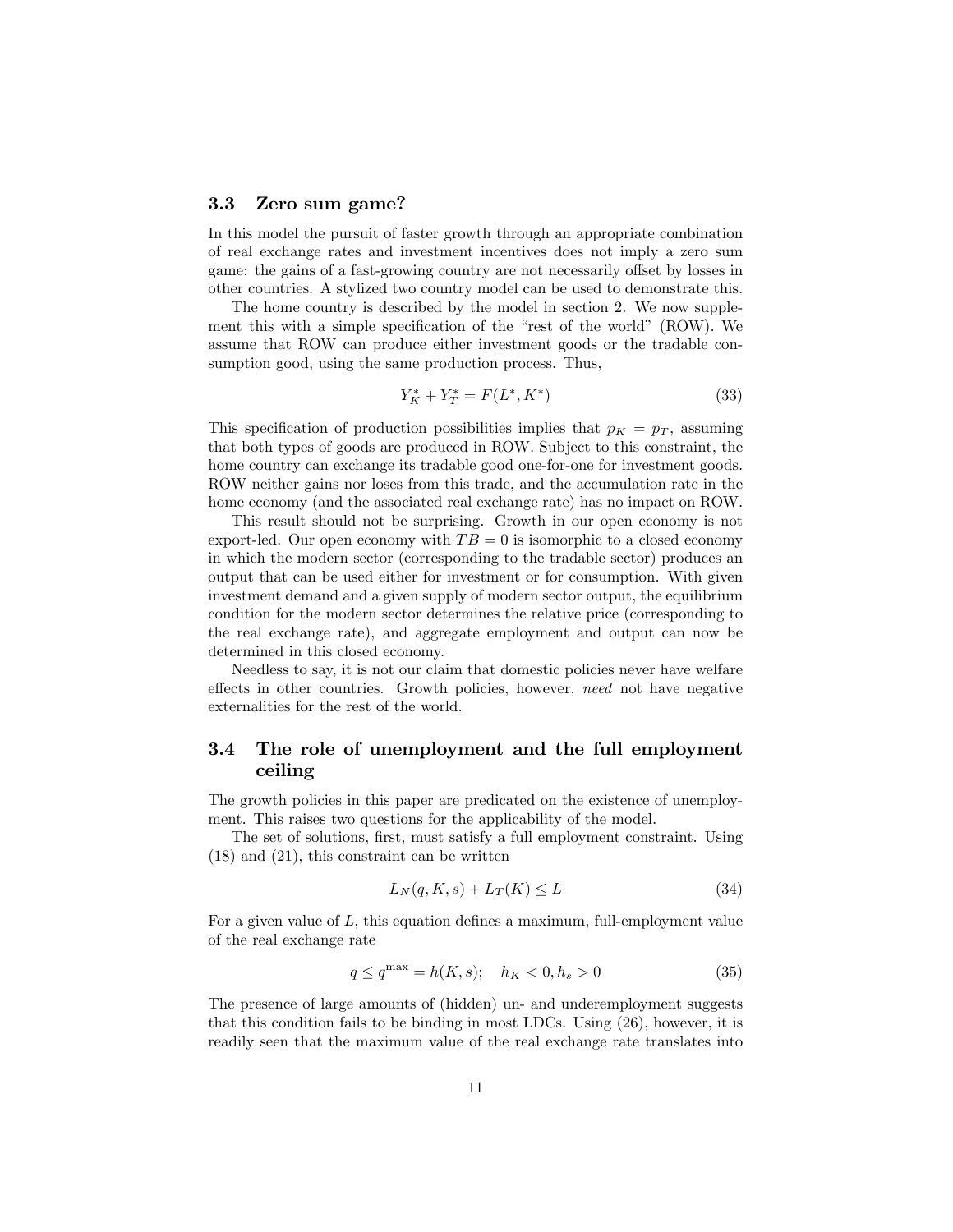### 3.3 Zero sum game?

In this model the pursuit of faster growth through an appropriate combination of real exchange rates and investment incentives does not imply a zero sum game: the gains of a fast-growing country are not necessarily offset by losses in other countries. A stylized two country model can be used to demonstrate this.

The home country is described by the model in section 2. We now supplement this with a simple specification of the "rest of the world" (ROW). We assume that ROW can produce either investment goods or the tradable consumption good, using the same production process. Thus,

$$Y_K^* + Y_T^* = F(L^*, K^*) \tag{33}$$

This specification of production possibilities implies that $p_K = p_T$, assuming that both types of goods are produced in ROW. Subject to this constraint, the home country can exchange its tradable good one-for-one for investment goods. ROW neither gains nor loses from this trade, and the accumulation rate in the home economy (and the associated real exchange rate) has no impact on ROW.

This result should not be surprising. Growth in our open economy is not export-led. Our open economy with $TB = 0$ is isomorphic to a closed economy in which the modern sector (corresponding to the tradable sector) produces an output that can be used either for investment or for consumption. With given investment demand and a given supply of modern sector output, the equilibrium condition for the modern sector determines the relative price (corresponding to the real exchange rate), and aggregate employment and output can now be determined in this closed economy.

Needless to say, it is not our claim that domestic policies never have welfare effects in other countries. Growth policies, however, *need* not have negative externalities for the rest of the world.

### 3.4 The role of unemployment and the full employment ceiling

The growth policies in this paper are predicated on the existence of unemployment. This raises two questions for the applicability of the model.

The set of solutions, first, must satisfy a full employment constraint. Using (18) and (21), this constraint can be written

$$L_N(q, K, s) + L_T(K) \leq L \tag{34}$$

For a given value of $L$, this equation defines a maximum, full-employment value of the real exchange rate

$$q \leq q^{\max} = h(K, s); \quad h_K < 0, h_s > 0 \tag{35}$$

The presence of large amounts of (hidden) un- and underemployment suggests that this condition fails to be binding in most LDCs. Using (26), however, it is readily seen that the maximum value of the real exchange rate translates into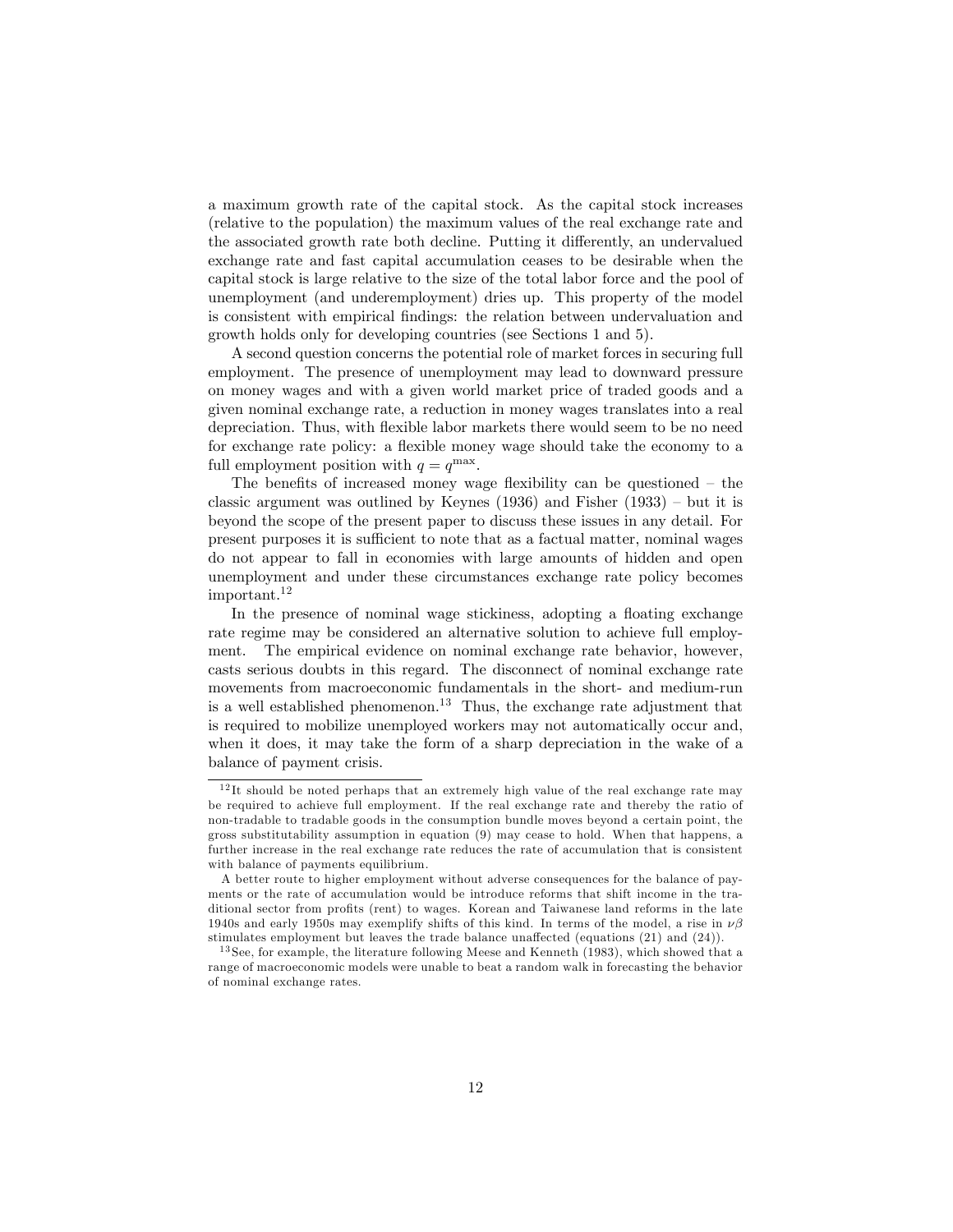a maximum growth rate of the capital stock. As the capital stock increases (relative to the population) the maximum values of the real exchange rate and the associated growth rate both decline. Putting it differently, an undervalued exchange rate and fast capital accumulation ceases to be desirable when the capital stock is large relative to the size of the total labor force and the pool of unemployment (and underemployment) dries up. This property of the model is consistent with empirical findings: the relation between undervaluation and growth holds only for developing countries (see Sections 1 and 5).

A second question concerns the potential role of market forces in securing full employment. The presence of unemployment may lead to downward pressure on money wages and with a given world market price of traded goods and a given nominal exchange rate, a reduction in money wages translates into a real depreciation. Thus, with flexible labor markets there would seem to be no need for exchange rate policy: a flexible money wage should take the economy to a full employment position with $q = q^{\max}$.

The benefits of increased money wage flexibility can be questioned – the classic argument was outlined by Keynes (1936) and Fisher (1933) – but it is beyond the scope of the present paper to discuss these issues in any detail. For present purposes it is sufficient to note that as a factual matter, nominal wages do not appear to fall in economies with large amounts of hidden and open unemployment and under these circumstances exchange rate policy becomes important.[12]

In the presence of nominal wage stickiness, adopting a floating exchange rate regime may be considered an alternative solution to achieve full employment. The empirical evidence on nominal exchange rate behavior, however, casts serious doubts in this regard. The disconnect of nominal exchange rate movements from macroeconomic fundamentals in the short- and medium-run is a well established phenomenon.[13] Thus, the exchange rate adjustment that is required to mobilize unemployed workers may not automatically occur and, when it does, it may take the form of a sharp depreciation in the wake of a balance of payment crisis.

[12] It should be noted perhaps that an extremely high value of the real exchange rate may be required to achieve full employment. If the real exchange rate and thereby the ratio of non-tradable to tradable goods in the consumption bundle moves beyond a certain point, the gross substitutability assumption in equation (9) may cease to hold. When that happens, a further increase in the real exchange rate reduces the rate of accumulation that is consistent with balance of payments equilibrium.

A better route to higher employment without adverse consequences for the balance of payments or the rate of accumulation would be introduce reforms that shift income in the traditional sector from profits (rent) to wages. Korean and Taiwanese land reforms in the late 1940s and early 1950s may exemplify shifts of this kind. In terms of the model, a rise in $\nu\beta$ stimulates employment but leaves the trade balance unaffected (equations (21) and (24)).

[13] See, for example, the literature following Meese and Kenneth (1983), which showed that a range of macroeconomic models were unable to beat a random walk in forecasting the behavior of nominal exchange rates.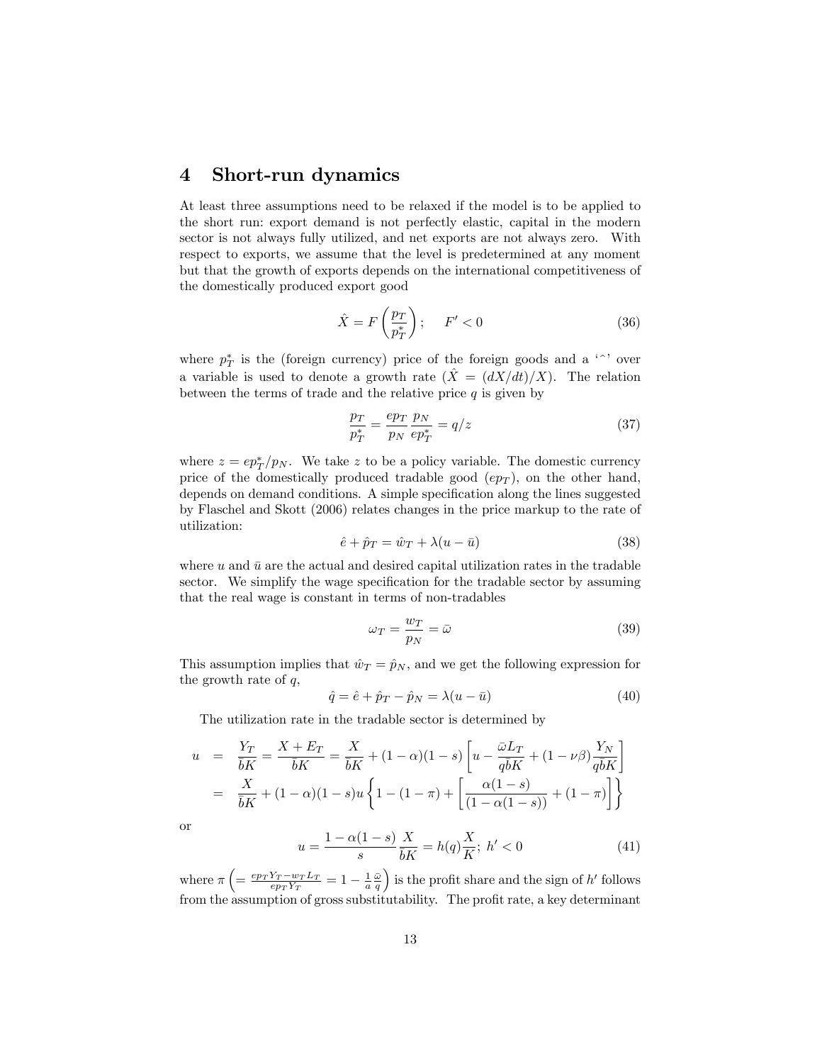## 4 Short-run dynamics

At least three assumptions need to be relaxed if the model is to be applied to the short run: export demand is not perfectly elastic, capital in the modern sector is not always fully utilized, and net exports are not always zero. With respect to exports, we assume that the level is predetermined at any moment but that the growth of exports depends on the international competitiveness of the domestically produced export good

$$\hat{X} = F\left(\frac{p_T}{p_T^*}\right); \quad F' < 0 \tag{36}$$

where $p_T^*$ is the (foreign currency) price of the foreign goods and a '^' over a variable is used to denote a growth rate ($\hat{X} = (dX/dt)/X$). The relation between the terms of trade and the relative price $q$ is given by

$$\frac{p_T}{p_T^*} = \frac{ep_T}{p_N}\frac{p_N}{ep_T^*} = q/z \tag{37}$$

where $z = ep_T^*/p_N$. We take $z$ to be a policy variable. The domestic currency price of the domestically produced tradable good ($ep_T$), on the other hand, depends on demand conditions. A simple specification along the lines suggested by Flaschel and Skott (2006) relates changes in the price markup to the rate of utilization:

$$\hat{e} + \hat{p}_T = \hat{w}_T + \lambda(u - \bar{u}) \tag{38}$$

where $u$ and $\bar{u}$ are the actual and desired capital utilization rates in the tradable sector. We simplify the wage specification for the tradable sector by assuming that the real wage is constant in terms of non-tradables

$$\omega_T = \frac{w_T}{p_N} = \bar{\omega} \tag{39}$$

This assumption implies that $\hat{w}_T = \hat{p}_N$, and we get the following expression for the growth rate of $q$,

$$\hat{q} = \hat{e} + \hat{p}_T - \hat{p}_N = \lambda(u - \bar{u}) \tag{40}$$

The utilization rate in the tradable sector is determined by

$$\begin{aligned}
u &= \frac{Y_T}{\bar{b}K} = \frac{X + E_T}{\bar{b}K} = \frac{X}{\bar{b}K} + (1-\alpha)(1-s)\left[u - \frac{\bar{\omega}L_T}{q\bar{b}K} + (1-\nu\beta)\frac{Y_N}{q\bar{b}K}\right] \\
&= \frac{X}{\bar{b}K} + (1-\alpha)(1-s)u\left\{1 - (1-\pi) + \left[\frac{\alpha(1-s)}{(1-\alpha(1-s))} + (1-\pi)\right]\right\}
\end{aligned}$$

or

$$u = \frac{1-\alpha(1-s)}{s}\frac{X}{\bar{b}K} = h(q)\frac{X}{K}; \; h' < 0 \tag{41}$$

where $\pi\left(= \frac{ep_TY_T - w_TL_T}{ep_TY_T} = 1 - \frac{1}{a}\frac{\bar{\omega}}{q}\right)$ is the profit share and the sign of $h'$ follows from the assumption of gross substitutability. The profit rate, a key determinant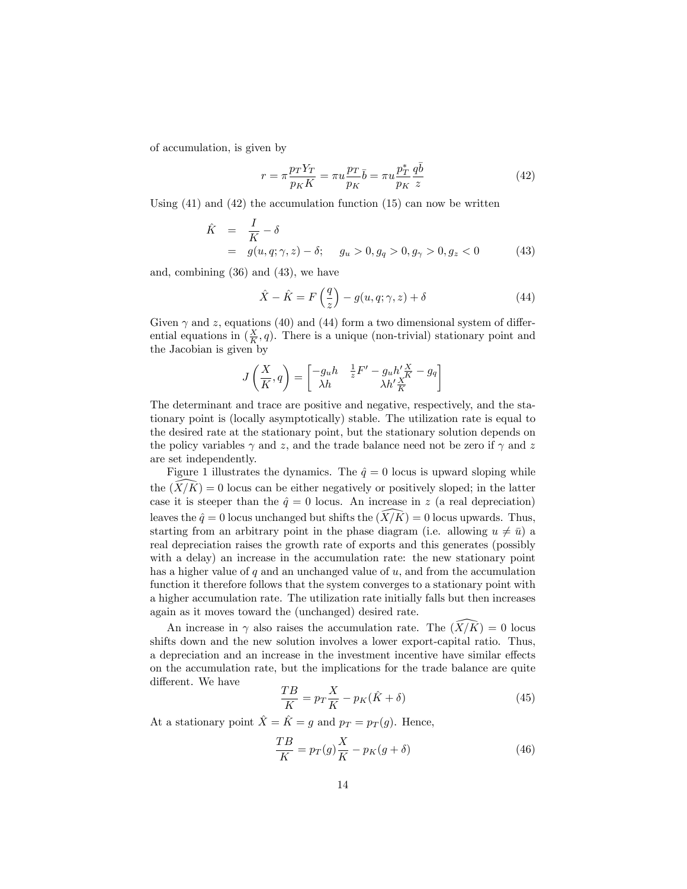of accumulation, is given by

$$r = \pi \frac{p_T Y_T}{p_K K} = \pi u \frac{p_T}{p_K} \bar{b} = \pi u \frac{p_T^*}{p_K} \frac{q\bar{b}}{z} \tag{42}$$

Using (41) and (42) the accumulation function (15) can now be written

$$\begin{aligned} \hat{K} &= \frac{I}{K} - \delta \\ &= g(u, q; \gamma, z) - \delta; \quad g_u > 0, g_q > 0, g_\gamma > 0, g_z < 0 \end{aligned} \tag{43}$$

and, combining (36) and (43), we have

$$\hat{X} - \hat{K} = F\left(\frac{q}{z}\right) - g(u, q; \gamma, z) + \delta \tag{44}$$

Given $\gamma$ and $z$, equations (40) and (44) form a two dimensional system of differential equations in $(\frac{X}{K}, q)$. There is a unique (non-trivial) stationary point and the Jacobian is given by

$$J\left(\frac{X}{K}, q\right) = \begin{bmatrix} -g_u h & \frac{1}{z}F' - g_u h' \frac{X}{K} - g_q \\ \lambda h & \lambda h' \frac{X}{K} \end{bmatrix}$$

The determinant and trace are positive and negative, respectively, and the stationary point is (locally asymptotically) stable. The utilization rate is equal to the desired rate at the stationary point, but the stationary solution depends on the policy variables $\gamma$ and $z$, and the trade balance need not be zero if $\gamma$ and $z$ are set independently.

Figure 1 illustrates the dynamics. The $\hat{q} = 0$ locus is upward sloping while the $\widehat{(X/K)} = 0$ locus can be either negatively or positively sloped; in the latter case it is steeper than the $\hat{q} = 0$ locus. An increase in $z$ (a real depreciation) leaves the $\hat{q} = 0$ locus unchanged but shifts the $\widehat{(X/K)} = 0$ locus upwards. Thus, starting from an arbitrary point in the phase diagram (i.e. allowing $u \neq \bar{u}$) a real depreciation raises the growth rate of exports and this generates (possibly with a delay) an increase in the accumulation rate: the new stationary point has a higher value of $q$ and an unchanged value of $u$, and from the accumulation function it therefore follows that the system converges to a stationary point with a higher accumulation rate. The utilization rate initially falls but then increases again as it moves toward the (unchanged) desired rate.

An increase in $\gamma$ also raises the accumulation rate. The $\widehat{(X/K)} = 0$ locus shifts down and the new solution involves a lower export-capital ratio. Thus, a depreciation and an increase in the investment incentive have similar effects on the accumulation rate, but the implications for the trade balance are quite different. We have

$$\frac{TB}{K} = p_T \frac{X}{K} - p_K(\hat{K} + \delta) \tag{45}$$

At a stationary point $\hat{X} = \hat{K} = g$ and $p_T = p_T(g)$. Hence,

$$\frac{TB}{K} = p_T(g) \frac{X}{K} - p_K(g + \delta) \tag{46}$$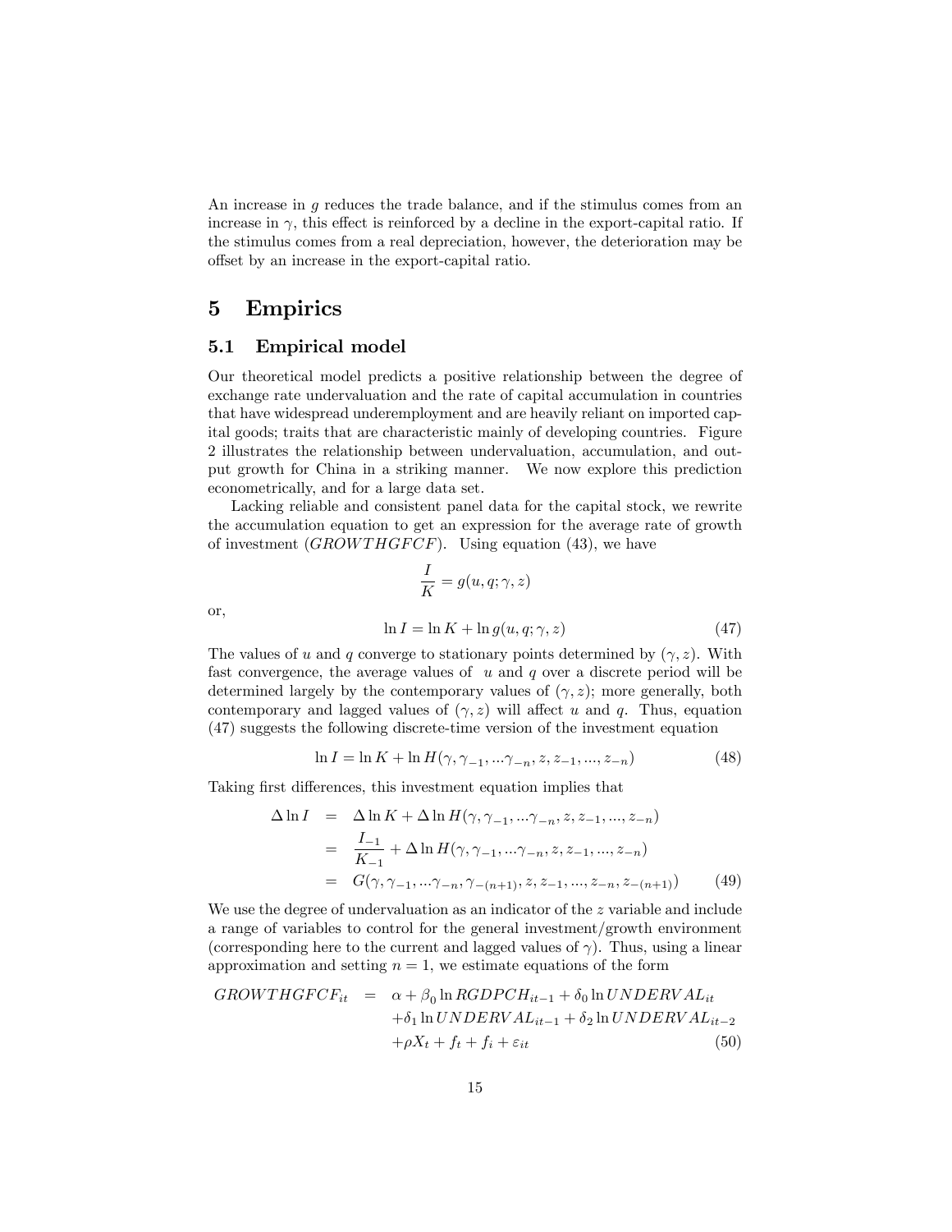An increase in $g$ reduces the trade balance, and if the stimulus comes from an increase in $\gamma$, this effect is reinforced by a decline in the export-capital ratio. If the stimulus comes from a real depreciation, however, the deterioration may be offset by an increase in the export-capital ratio.

# 5 Empirics

## 5.1 Empirical model

Our theoretical model predicts a positive relationship between the degree of exchange rate undervaluation and the rate of capital accumulation in countries that have widespread underemployment and are heavily reliant on imported capital goods; traits that are characteristic mainly of developing countries. Figure 2 illustrates the relationship between undervaluation, accumulation, and output growth for China in a striking manner. We now explore this prediction econometrically, and for a large data set.

Lacking reliable and consistent panel data for the capital stock, we rewrite the accumulation equation to get an expression for the average rate of growth of investment ($GROWTHGFCF$). Using equation (43), we have

$$\frac{I}{K} = g(u, q; \gamma, z)$$

or,

$$\ln I = \ln K + \ln g(u, q; \gamma, z) \tag{47}$$

The values of $u$ and $q$ converge to stationary points determined by $(\gamma, z)$. With fast convergence, the average values of $u$ and $q$ over a discrete period will be determined largely by the contemporary values of $(\gamma, z)$; more generally, both contemporary and lagged values of $(\gamma, z)$ will affect $u$ and $q$. Thus, equation (47) suggests the following discrete-time version of the investment equation

$$\ln I = \ln K + \ln H(\gamma, \gamma_{-1}, ...\gamma_{-n}, z, z_{-1}, ..., z_{-n}) \tag{48}$$

Taking first differences, this investment equation implies that

$$\begin{aligned} \Delta \ln I &= \Delta \ln K + \Delta \ln H(\gamma, \gamma_{-1}, ...\gamma_{-n}, z, z_{-1}, ..., z_{-n}) \\ &= \frac{I_{-1}}{K_{-1}} + \Delta \ln H(\gamma, \gamma_{-1}, ...\gamma_{-n}, z, z_{-1}, ..., z_{-n}) \\ &= G(\gamma, \gamma_{-1}, ...\gamma_{-n}, \gamma_{-(n+1)}, z, z_{-1}, ..., z_{-n}, z_{-(n+1)}) \end{aligned} \tag{49}$$

We use the degree of undervaluation as an indicator of the $z$ variable and include a range of variables to control for the general investment/growth environment (corresponding here to the current and lagged values of $\gamma$). Thus, using a linear approximation and setting $n = 1$, we estimate equations of the form

$$\begin{aligned} GROWTHGFCF_{it} &= \alpha + \beta_0 \ln RGDPCH_{it-1} + \delta_0 \ln UNDERVAL_{it} \\ &+ \delta_1 \ln UNDERVAL_{it-1} + \delta_2 \ln UNDERVAL_{it-2} \\ &+ \rho X_t + f_t + f_i + \varepsilon_{it} \end{aligned} \tag{50}$$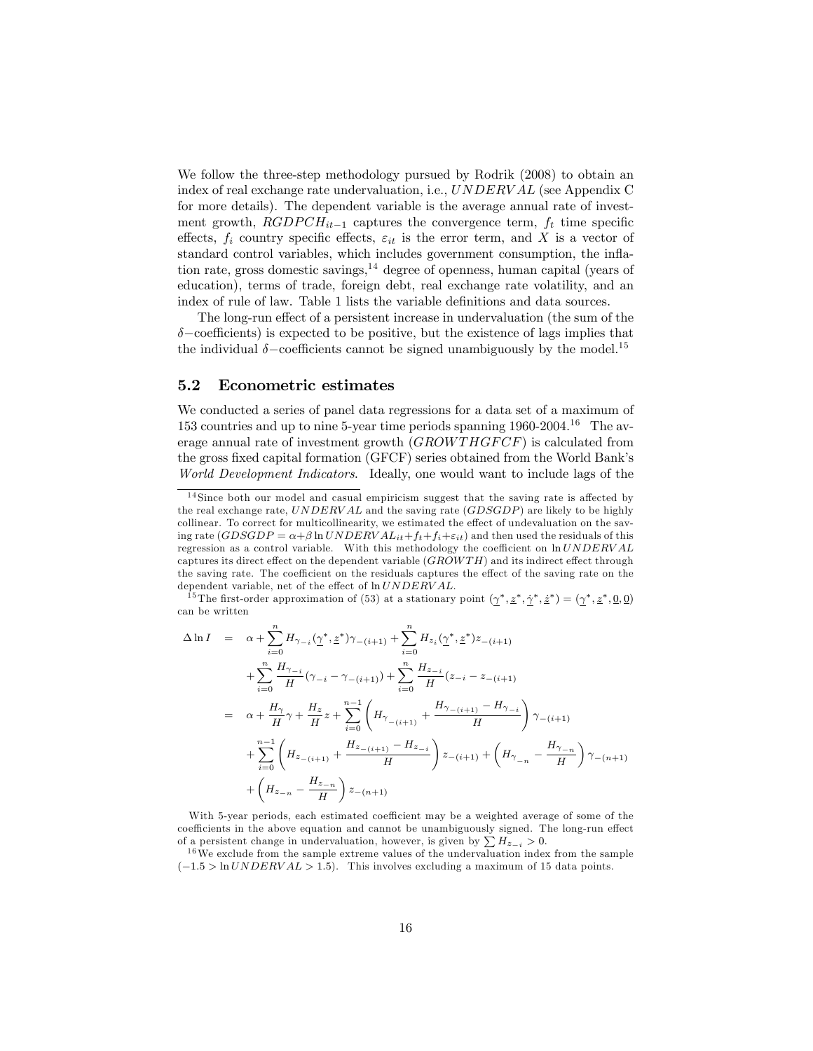We follow the three-step methodology pursued by Rodrik (2008) to obtain an index of real exchange rate undervaluation, i.e., $UNDERVAL$ (see Appendix C for more details). The dependent variable is the average annual rate of investment growth, $RGDPCH_{it-1}$ captures the convergence term, $f_t$ time specific effects, $f_i$ country specific effects, $\varepsilon_{it}$ is the error term, and $X$ is a vector of standard control variables, which includes government consumption, the inflation rate, gross domestic savings,[14] degree of openness, human capital (years of education), terms of trade, foreign debt, real exchange rate volatility, and an index of rule of law. Table 1 lists the variable definitions and data sources.

The long-run effect of a persistent increase in undervaluation (the sum of the $\delta-$coefficients) is expected to be positive, but the existence of lags implies that the individual $\delta-$coefficients cannot be signed unambiguously by the model.[15]

## 5.2 Econometric estimates

We conducted a series of panel data regressions for a data set of a maximum of 153 countries and up to nine 5-year time periods spanning 1960-2004.[16] The average annual rate of investment growth ($GROWTHGFCF$) is calculated from the gross fixed capital formation (GFCF) series obtained from the World Bank's *World Development Indicators*. Ideally, one would want to include lags of the

---

[14] Since both our model and casual empiricism suggest that the saving rate is affected by the real exchange rate, $UNDERVAL$ and the saving rate ($GDSGDP$) are likely to be highly collinear. To correct for multicollinearity, we estimated the effect of undevaluation on the saving rate ($GDSGDP = \alpha + \beta \ln UNDERVAL_{it} + f_t + f_i + \varepsilon_{it}$) and then used the residuals of this regression as a control variable. With this methodology the coefficient on $\ln UNDERVAL$ captures its direct effect on the dependent variable ($GROWTH$) and its indirect effect through the saving rate. The coefficient on the residuals captures the effect of the saving rate on the dependent variable, net of the effect of $\ln UNDERVAL$.

[15] The first-order approximation of (53) at a stationary point $(\underline{\gamma}^*, \underline{z}^*, \underline{\dot{\gamma}}^*, \underline{\dot{z}}^*) = (\underline{\gamma}^*, \underline{z}^*, \underline{0}, \underline{0})$ can be written

$$
\begin{aligned}
\Delta \ln I \quad &= \quad \alpha + \sum_{i=0}^{n} H_{\gamma_{-i}}(\underline{\gamma}^*, \underline{z}^*)\gamma_{-(i+1)} + \sum_{i=0}^{n} H_{z_i}(\underline{\gamma}^*, \underline{z}^*) z_{-(i+1)} \\
&\quad + \sum_{i=0}^{n} \frac{H_{\gamma_{-i}}}{H}(\gamma_{-i} - \gamma_{-(i+1)}) + \sum_{i=0}^{n} \frac{H_{z_{-i}}}{H}(z_{-i} - z_{-(i+1)}) \\
&= \quad \alpha + \frac{H_\gamma}{H}\gamma + \frac{H_z}{H} z + \sum_{i=0}^{n-1}\left(H_{\gamma_{-(i+1)}} + \frac{H_{\gamma_{-(i+1)}} - H_{\gamma_{-i}}}{H}\right)\gamma_{-(i+1)} \\
&\quad + \sum_{i=0}^{n-1}\left(H_{z_{-(i+1)}} + \frac{H_{z_{-(i+1)}} - H_{z_{-i}}}{H}\right) z_{-(i+1)} + \left(H_{\gamma_{-n}} - \frac{H_{\gamma_{-n}}}{H}\right)\gamma_{-(n+1)} \\
&\quad + \left(H_{z_{-n}} - \frac{H_{z_{-n}}}{H}\right) z_{-(n+1)}
\end{aligned}
$$

With 5-year periods, each estimated coefficient may be a weighted average of some of the coefficients in the above equation and cannot be unambiguously signed. The long-run effect of a persistent change in undervaluation, however, is given by $\sum H_{z_{-i}} > 0$.

[16] We exclude from the sample extreme values of the undervaluation index from the sample ($-1.5 > \ln UNDERVAL > 1.5$). This involves excluding a maximum of 15 data points.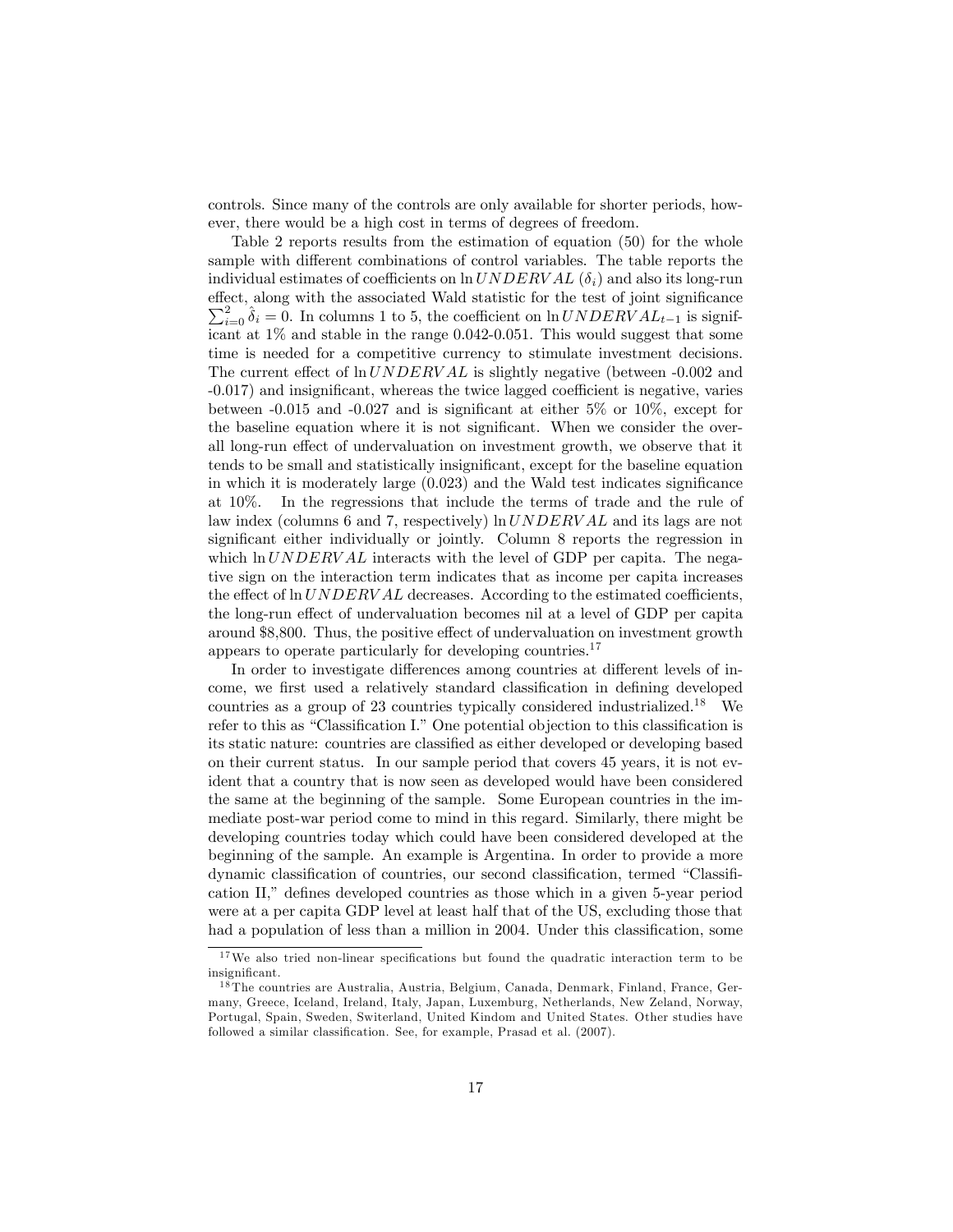controls. Since many of the controls are only available for shorter periods, however, there would be a high cost in terms of degrees of freedom.

Table 2 reports results from the estimation of equation (50) for the whole sample with different combinations of control variables. The table reports the individual estimates of coefficients on $\ln UNDERVAL$ ($\delta_i$) and also its long-run effect, along with the associated Wald statistic for the test of joint significance $\sum_{i=0}^{2} \hat{\delta}_i = 0$. In columns 1 to 5, the coefficient on $\ln UNDERVAL_{t-1}$ is significant at 1% and stable in the range 0.042-0.051. This would suggest that some time is needed for a competitive currency to stimulate investment decisions. The current effect of $\ln UNDERVAL$ is slightly negative (between -0.002 and -0.017) and insignificant, whereas the twice lagged coefficient is negative, varies between -0.015 and -0.027 and is significant at either 5% or 10%, except for the baseline equation where it is not significant. When we consider the overall long-run effect of undervaluation on investment growth, we observe that it tends to be small and statistically insignificant, except for the baseline equation in which it is moderately large (0.023) and the Wald test indicates significance at 10%. In the regressions that include the terms of trade and the rule of law index (columns 6 and 7, respectively) $\ln UNDERVAL$ and its lags are not significant either individually or jointly. Column 8 reports the regression in which $\ln UNDERVAL$ interacts with the level of GDP per capita. The negative sign on the interaction term indicates that as income per capita increases the effect of $\ln UNDERVAL$ decreases. According to the estimated coefficients, the long-run effect of undervaluation becomes nil at a level of GDP per capita around \$8,800. Thus, the positive effect of undervaluation on investment growth appears to operate particularly for developing countries.[17]

In order to investigate differences among countries at different levels of income, we first used a relatively standard classification in defining developed countries as a group of 23 countries typically considered industrialized.[18] We refer to this as "Classification I." One potential objection to this classification is its static nature: countries are classified as either developed or developing based on their current status. In our sample period that covers 45 years, it is not evident that a country that is now seen as developed would have been considered the same at the beginning of the sample. Some European countries in the immediate post-war period come to mind in this regard. Similarly, there might be developing countries today which could have been considered developed at the beginning of the sample. An example is Argentina. In order to provide a more dynamic classification of countries, our second classification, termed "Classification II," defines developed countries as those which in a given 5-year period were at a per capita GDP level at least half that of the US, excluding those that had a population of less than a million in 2004. Under this classification, some

[17] We also tried non-linear specifications but found the quadratic interaction term to be insignificant.

[18] The countries are Australia, Austria, Belgium, Canada, Denmark, Finland, France, Germany, Greece, Iceland, Ireland, Italy, Japan, Luxemburg, Netherlands, New Zeland, Norway, Portugal, Spain, Sweden, Switerland, United Kindom and United States. Other studies have followed a similar classification. See, for example, Prasad et al. (2007).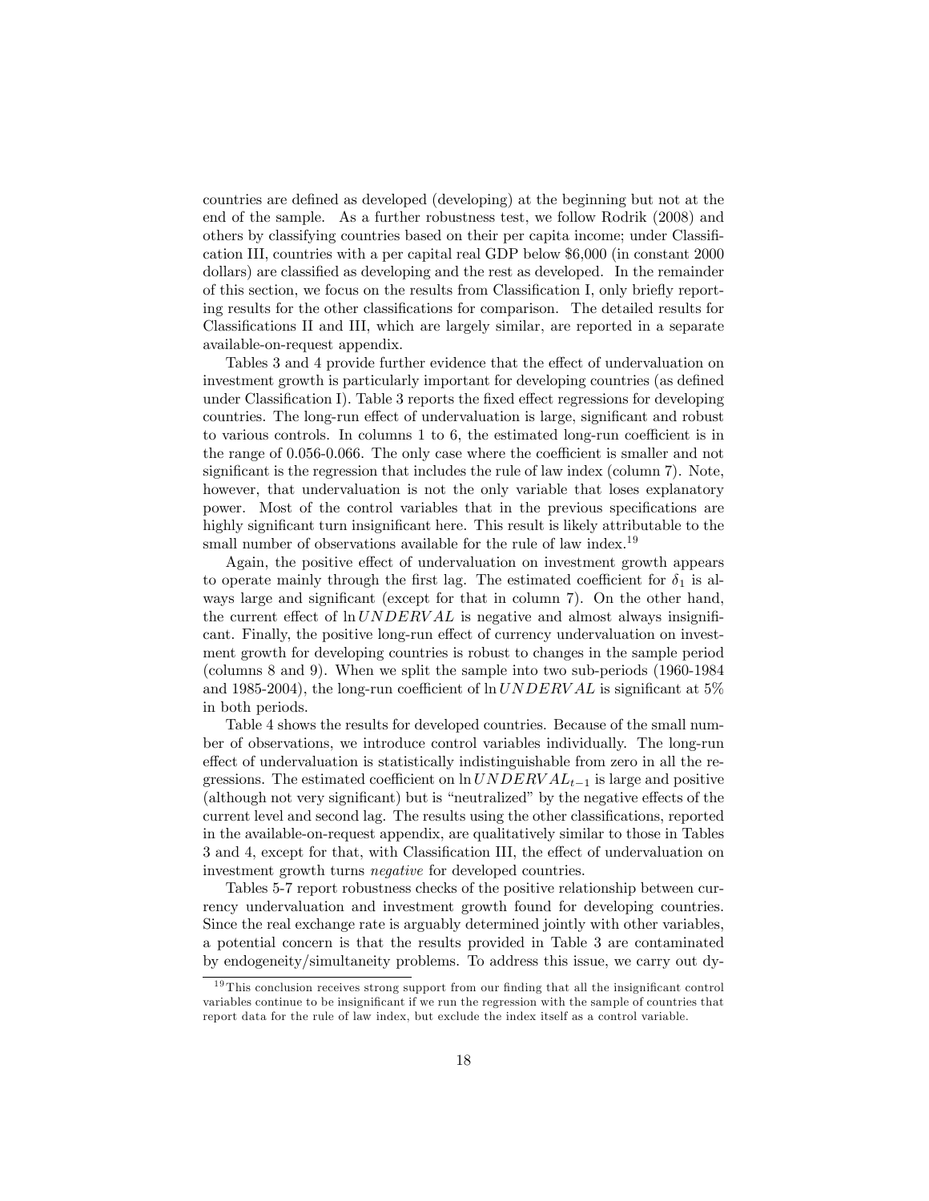countries are defined as developed (developing) at the beginning but not at the end of the sample. As a further robustness test, we follow Rodrik (2008) and others by classifying countries based on their per capita income; under Classification III, countries with a per capital real GDP below \$6,000 (in constant 2000 dollars) are classified as developing and the rest as developed. In the remainder of this section, we focus on the results from Classification I, only briefly reporting results for the other classifications for comparison. The detailed results for Classifications II and III, which are largely similar, are reported in a separate available-on-request appendix.

Tables 3 and 4 provide further evidence that the effect of undervaluation on investment growth is particularly important for developing countries (as defined under Classification I). Table 3 reports the fixed effect regressions for developing countries. The long-run effect of undervaluation is large, significant and robust to various controls. In columns 1 to 6, the estimated long-run coefficient is in the range of 0.056-0.066. The only case where the coefficient is smaller and not significant is the regression that includes the rule of law index (column 7). Note, however, that undervaluation is not the only variable that loses explanatory power. Most of the control variables that in the previous specifications are highly significant turn insignificant here. This result is likely attributable to the small number of observations available for the rule of law index.[19]

Again, the positive effect of undervaluation on investment growth appears to operate mainly through the first lag. The estimated coefficient for $\delta_1$ is always large and significant (except for that in column 7). On the other hand, the current effect of $\ln UNDERVAL$ is negative and almost always insignificant. Finally, the positive long-run effect of currency undervaluation on investment growth for developing countries is robust to changes in the sample period (columns 8 and 9). When we split the sample into two sub-periods (1960-1984 and 1985-2004), the long-run coefficient of $\ln UNDERVAL$ is significant at 5% in both periods.

Table 4 shows the results for developed countries. Because of the small number of observations, we introduce control variables individually. The long-run effect of undervaluation is statistically indistinguishable from zero in all the regressions. The estimated coefficient on $\ln UNDERVAL_{t-1}$ is large and positive (although not very significant) but is "neutralized" by the negative effects of the current level and second lag. The results using the other classifications, reported in the available-on-request appendix, are qualitatively similar to those in Tables 3 and 4, except for that, with Classification III, the effect of undervaluation on investment growth turns *negative* for developed countries.

Tables 5-7 report robustness checks of the positive relationship between currency undervaluation and investment growth found for developing countries. Since the real exchange rate is arguably determined jointly with other variables, a potential concern is that the results provided in Table 3 are contaminated by endogeneity/simultaneity problems. To address this issue, we carry out dy-

[19] This conclusion receives strong support from our finding that all the insignificant control variables continue to be insignificant if we run the regression with the sample of countries that report data for the rule of law index, but exclude the index itself as a control variable.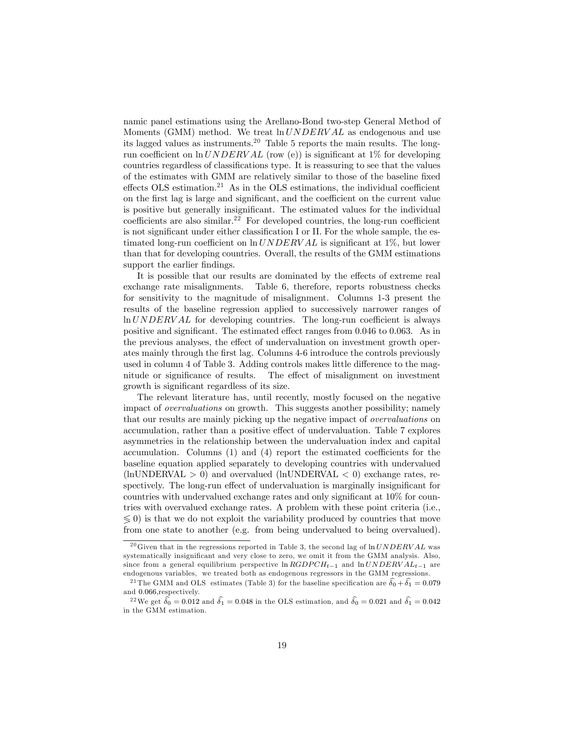namic panel estimations using the Arellano-Bond two-step General Method of Moments (GMM) method. We treat $\ln UNDERVAL$ as endogenous and use its lagged values as instruments.[20] Table 5 reports the main results. The long-run coefficient on $\ln UNDERVAL$ (row (e)) is significant at 1% for developing countries regardless of classifications type. It is reassuring to see that the values of the estimates with GMM are relatively similar to those of the baseline fixed effects OLS estimation.[21] As in the OLS estimations, the individual coefficient on the first lag is large and significant, and the coefficient on the current value is positive but generally insignificant. The estimated values for the individual coefficients are also similar.[22] For developed countries, the long-run coefficient is not significant under either classification I or II. For the whole sample, the estimated long-run coefficient on $\ln UNDERVAL$ is significant at 1%, but lower than that for developing countries. Overall, the results of the GMM estimations support the earlier findings.

It is possible that our results are dominated by the effects of extreme real exchange rate misalignments. Table 6, therefore, reports robustness checks for sensitivity to the magnitude of misalignment. Columns 1-3 present the results of the baseline regression applied to successively narrower ranges of $\ln UNDERVAL$ for developing countries. The long-run coefficient is always positive and significant. The estimated effect ranges from 0.046 to 0.063. As in the previous analyses, the effect of undervaluation on investment growth operates mainly through the first lag. Columns 4-6 introduce the controls previously used in column 4 of Table 3. Adding controls makes little difference to the magnitude or significance of results. The effect of misalignment on investment growth is significant regardless of its size.

The relevant literature has, until recently, mostly focused on the negative impact of *overvaluations* on growth. This suggests another possibility; namely that our results are mainly picking up the negative impact of *overvaluations* on accumulation, rather than a positive effect of undervaluation. Table 7 explores asymmetries in the relationship between the undervaluation index and capital accumulation. Columns (1) and (4) report the estimated coefficients for the baseline equation applied separately to developing countries with undervalued (lnUNDERVAL $> 0$) and overvalued (lnUNDERVAL $< 0$) exchange rates, respectively. The long-run effect of undervaluation is marginally insignificant for countries with undervalued exchange rates and only significant at 10% for countries with overvalued exchange rates. A problem with these point criteria (i.e., $\lessgtr 0$) is that we do not exploit the variability produced by countries that move from one state to another (e.g. from being undervalued to being overvalued).

[20] Given that in the regressions reported in Table 3, the second lag of $\ln UNDERVAL$ was systematically insignificant and very close to zero, we omit it from the GMM analysis. Also, since from a general equilibrium perspective $\ln RGDPCH_{t-1}$ and $\ln UNDERVAL_{t-1}$ are endogenous variables, we treated both as endogenous regressors in the GMM regressions.

[21] The GMM and OLS estimates (Table 3) for the baseline specification are $\widehat{\delta_0} + \widehat{\delta_1} = 0.079$ and 0.066,respectively.

[22] We get $\widehat{\delta_0} = 0.012$ and $\widehat{\delta_1} = 0.048$ in the OLS estimation, and $\widehat{\delta_0} = 0.021$ and $\widehat{\delta_1} = 0.042$ in the GMM estimation.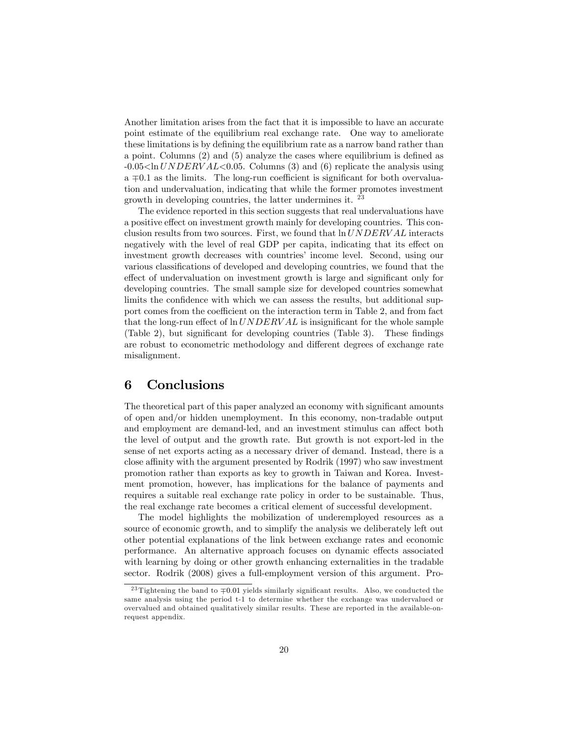Another limitation arises from the fact that it is impossible to have an accurate point estimate of the equilibrium real exchange rate. One way to ameliorate these limitations is by defining the equilibrium rate as a narrow band rather than a point. Columns (2) and (5) analyze the cases where equilibrium is defined as $-0.05 < \ln UNDERVAL < 0.05$. Columns (3) and (6) replicate the analysis using a $\mp 0.1$ as the limits. The long-run coefficient is significant for both overvaluation and undervaluation, indicating that while the former promotes investment growth in developing countries, the latter undermines it. [23]

The evidence reported in this section suggests that real undervaluations have a positive effect on investment growth mainly for developing countries. This conclusion results from two sources. First, we found that $\ln UNDERVAL$ interacts negatively with the level of real GDP per capita, indicating that its effect on investment growth decreases with countries' income level. Second, using our various classifications of developed and developing countries, we found that the effect of undervaluation on investment growth is large and significant only for developing countries. The small sample size for developed countries somewhat limits the confidence with which we can assess the results, but additional support comes from the coefficient on the interaction term in Table 2, and from fact that the long-run effect of $\ln UNDERVAL$ is insignificant for the whole sample (Table 2), but significant for developing countries (Table 3). These findings are robust to econometric methodology and different degrees of exchange rate misalignment.

# 6 Conclusions

The theoretical part of this paper analyzed an economy with significant amounts of open and/or hidden unemployment. In this economy, non-tradable output and employment are demand-led, and an investment stimulus can affect both the level of output and the growth rate. But growth is not export-led in the sense of net exports acting as a necessary driver of demand. Instead, there is a close affinity with the argument presented by Rodrik (1997) who saw investment promotion rather than exports as key to growth in Taiwan and Korea. Investment promotion, however, has implications for the balance of payments and requires a suitable real exchange rate policy in order to be sustainable. Thus, the real exchange rate becomes a critical element of successful development.

The model highlights the mobilization of underemployed resources as a source of economic growth, and to simplify the analysis we deliberately left out other potential explanations of the link between exchange rates and economic performance. An alternative approach focuses on dynamic effects associated with learning by doing or other growth enhancing externalities in the tradable sector. Rodrik (2008) gives a full-employment version of this argument. Pro-

[23] Tightening the band to $\mp 0.01$ yields similarly significant results. Also, we conducted the same analysis using the period t-1 to determine whether the exchange was undervalued or overvalued and obtained qualitatively similar results. These are reported in the available-on-request appendix.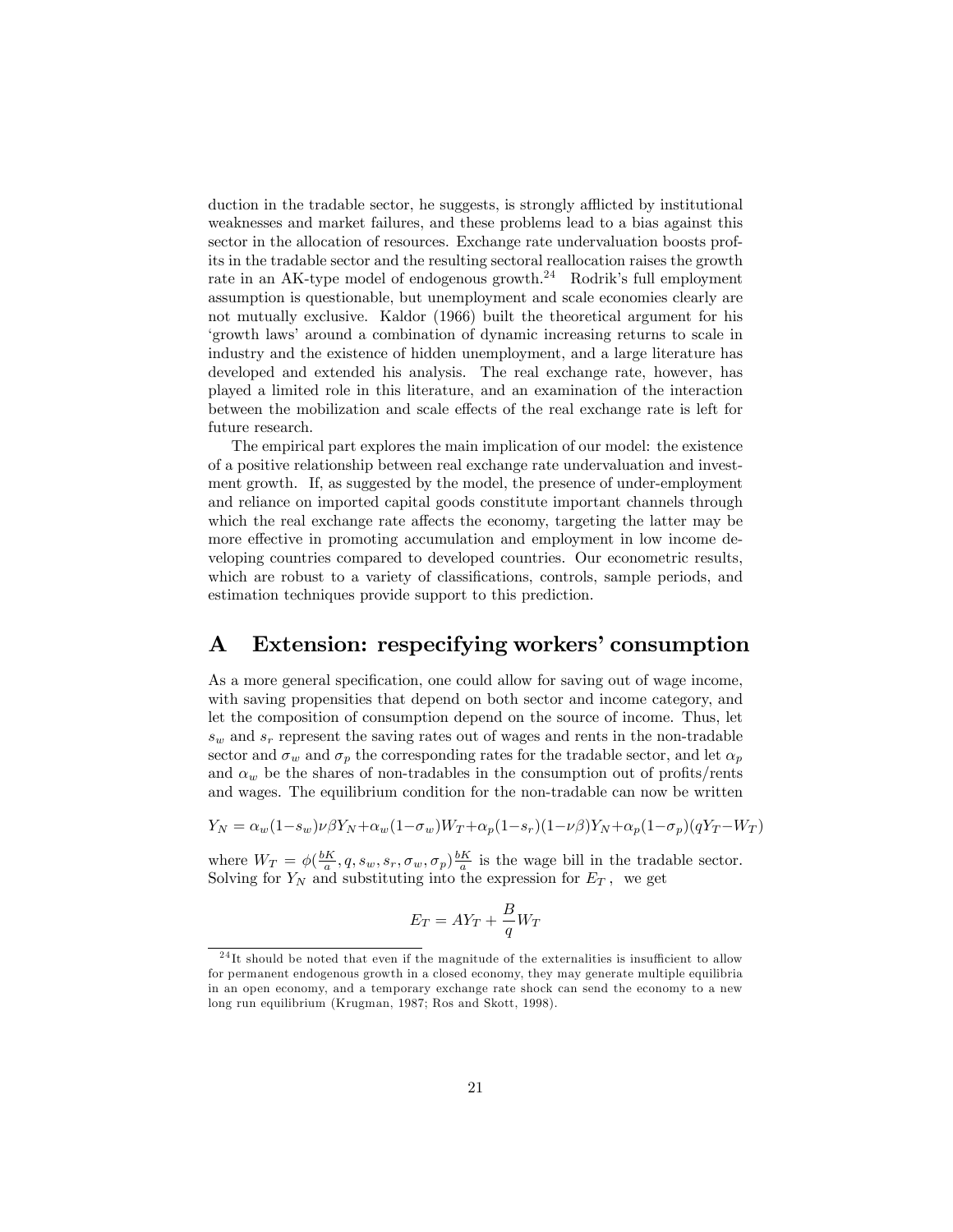duction in the tradable sector, he suggests, is strongly afflicted by institutional weaknesses and market failures, and these problems lead to a bias against this sector in the allocation of resources. Exchange rate undervaluation boosts profits in the tradable sector and the resulting sectoral reallocation raises the growth rate in an AK-type model of endogenous growth.[24] Rodrik's full employment assumption is questionable, but unemployment and scale economies clearly are not mutually exclusive. Kaldor (1966) built the theoretical argument for his 'growth laws' around a combination of dynamic increasing returns to scale in industry and the existence of hidden unemployment, and a large literature has developed and extended his analysis. The real exchange rate, however, has played a limited role in this literature, and an examination of the interaction between the mobilization and scale effects of the real exchange rate is left for future research.

The empirical part explores the main implication of our model: the existence of a positive relationship between real exchange rate undervaluation and investment growth. If, as suggested by the model, the presence of under-employment and reliance on imported capital goods constitute important channels through which the real exchange rate affects the economy, targeting the latter may be more effective in promoting accumulation and employment in low income developing countries compared to developed countries. Our econometric results, which are robust to a variety of classifications, controls, sample periods, and estimation techniques provide support to this prediction.

# A Extension: respecifying workers' consumption

As a more general specification, one could allow for saving out of wage income, with saving propensities that depend on both sector and income category, and let the composition of consumption depend on the source of income. Thus, let $s_w$ and $s_r$ represent the saving rates out of wages and rents in the non-tradable sector and $\sigma_w$ and $\sigma_p$ the corresponding rates for the tradable sector, and let $\alpha_p$ and $\alpha_w$ be the shares of non-tradables in the consumption out of profits/rents and wages. The equilibrium condition for the non-tradable can now be written

$$Y_N = \alpha_w(1-s_w)\nu\beta Y_N + \alpha_w(1-\sigma_w)W_T + \alpha_p(1-s_r)(1-\nu\beta)Y_N + \alpha_p(1-\sigma_p)(qY_T - W_T)$$

where $W_T = \phi(\frac{bK}{a}, q, s_w, s_r, \sigma_w, \sigma_p)\frac{bK}{a}$ is the wage bill in the tradable sector. Solving for $Y_N$ and substituting into the expression for $E_T$, we get

$$E_T = AY_T + \frac{B}{q}W_T$$

[24] It should be noted that even if the magnitude of the externalities is insufficient to allow for permanent endogenous growth in a closed economy, they may generate multiple equilibria in an open economy, and a temporary exchange rate shock can send the economy to a new long run equilibrium (Krugman, 1987; Ros and Skott, 1998).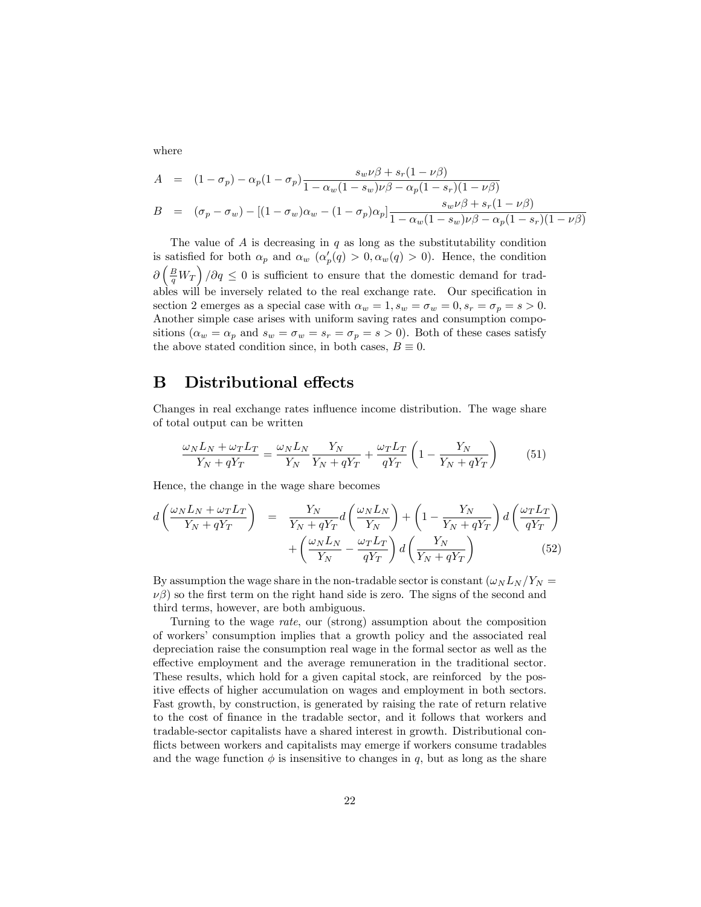where

$$
\begin{aligned}
A &= (1-\sigma_p) - \alpha_p(1-\sigma_p)\frac{s_w\nu\beta + s_r(1-\nu\beta)}{1-\alpha_w(1-s_w)\nu\beta - \alpha_p(1-s_r)(1-\nu\beta)} \\
B &= (\sigma_p - \sigma_w) - [(1-\sigma_w)\alpha_w - (1-\sigma_p)\alpha_p]\frac{s_w\nu\beta + s_r(1-\nu\beta)}{1-\alpha_w(1-s_w)\nu\beta - \alpha_p(1-s_r)(1-\nu\beta)}
\end{aligned}
$$

The value of $A$ is decreasing in $q$ as long as the substitutability condition is satisfied for both $\alpha_p$ and $\alpha_w$ ($\alpha_p'(q) > 0, \alpha_w(q) > 0$). Hence, the condition $\partial\left(\frac{B}{q}W_T\right)/\partial q \leq 0$ is sufficient to ensure that the domestic demand for tradables will be inversely related to the real exchange rate. Our specification in section 2 emerges as a special case with $\alpha_w = 1, s_w = \sigma_w = 0, s_r = \sigma_p = s > 0$. Another simple case arises with uniform saving rates and consumption compositions ($\alpha_w = \alpha_p$ and $s_w = \sigma_w = s_r = \sigma_p = s > 0$). Both of these cases satisfy the above stated condition since, in both cases, $B \equiv 0$.

# B Distributional effects

Changes in real exchange rates influence income distribution. The wage share of total output can be written

$$
\frac{\omega_N L_N + \omega_T L_T}{Y_N + qY_T} = \frac{\omega_N L_N}{Y_N}\frac{Y_N}{Y_N + qY_T} + \frac{\omega_T L_T}{qY_T}\left(1 - \frac{Y_N}{Y_N + qY_T}\right) \tag{51}
$$

Hence, the change in the wage share becomes

$$
\begin{aligned}
d\left(\frac{\omega_N L_N + \omega_T L_T}{Y_N + qY_T}\right) &= \frac{Y_N}{Y_N + qY_T}d\left(\frac{\omega_N L_N}{Y_N}\right) + \left(1 - \frac{Y_N}{Y_N + qY_T}\right)d\left(\frac{\omega_T L_T}{qY_T}\right) \\
&\quad + \left(\frac{\omega_N L_N}{Y_N} - \frac{\omega_T L_T}{qY_T}\right)d\left(\frac{Y_N}{Y_N + qY_T}\right)
\end{aligned} \tag{52}
$$

By assumption the wage share in the non-tradable sector is constant ($\omega_N L_N / Y_N = \nu\beta$) so the first term on the right hand side is zero. The signs of the second and third terms, however, are both ambiguous.

Turning to the wage *rate*, our (strong) assumption about the composition of workers' consumption implies that a growth policy and the associated real depreciation raise the consumption real wage in the formal sector as well as the effective employment and the average remuneration in the traditional sector. These results, which hold for a given capital stock, are reinforced by the positive effects of higher accumulation on wages and employment in both sectors. Fast growth, by construction, is generated by raising the rate of return relative to the cost of finance in the tradable sector, and it follows that workers and tradable-sector capitalists have a shared interest in growth. Distributional conflicts between workers and capitalists may emerge if workers consume tradables and the wage function $\phi$ is insensitive to changes in $q$, but as long as the share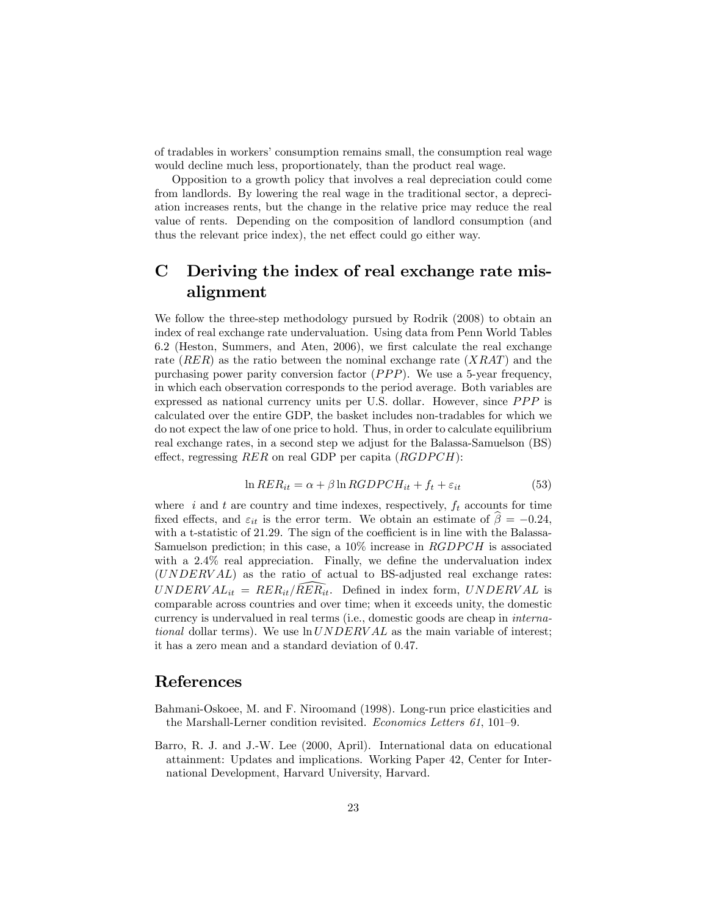of tradables in workers' consumption remains small, the consumption real wage would decline much less, proportionately, than the product real wage.

Opposition to a growth policy that involves a real depreciation could come from landlords. By lowering the real wage in the traditional sector, a depreciation increases rents, but the change in the relative price may reduce the real value of rents. Depending on the composition of landlord consumption (and thus the relevant price index), the net effect could go either way.

# C Deriving the index of real exchange rate misalignment

We follow the three-step methodology pursued by Rodrik (2008) to obtain an index of real exchange rate undervaluation. Using data from Penn World Tables 6.2 (Heston, Summers, and Aten, 2006), we first calculate the real exchange rate ($RER$) as the ratio between the nominal exchange rate ($XRAT$) and the purchasing power parity conversion factor ($PPP$). We use a 5-year frequency, in which each observation corresponds to the period average. Both variables are expressed as national currency units per U.S. dollar. However, since $PPP$ is calculated over the entire GDP, the basket includes non-tradables for which we do not expect the law of one price to hold. Thus, in order to calculate equilibrium real exchange rates, in a second step we adjust for the Balassa-Samuelson (BS) effect, regressing $RER$ on real GDP per capita ($RGDPCH$):

$$\ln RER_{it} = \alpha + \beta \ln RGDPCH_{it} + f_t + \varepsilon_{it} \tag{53}$$

where $i$ and $t$ are country and time indexes, respectively, $f_t$ accounts for time fixed effects, and $\varepsilon_{it}$ is the error term. We obtain an estimate of $\widehat{\beta} = -0.24$, with a t-statistic of 21.29. The sign of the coefficient is in line with the Balassa-Samuelson prediction; in this case, a 10% increase in $RGDPCH$ is associated with a 2.4% real appreciation. Finally, we define the undervaluation index ($UNDERVAL$) as the ratio of actual to BS-adjusted real exchange rates: $UNDERVAL_{it} = RER_{it}/\widehat{RER_{it}}$. Defined in index form, $UNDERVAL$ is comparable across countries and over time; when it exceeds unity, the domestic currency is undervalued in real terms (i.e., domestic goods are cheap in *international* dollar terms). We use $\ln UNDERVAL$ as the main variable of interest; it has a zero mean and a standard deviation of 0.47.

# References

Bahmani-Oskoee, M. and F. Niroomand (1998). Long-run price elasticities and the Marshall-Lerner condition revisited. *Economics Letters 61*, 101–9.

Barro, R. J. and J.-W. Lee (2000, April). International data on educational attainment: Updates and implications. Working Paper 42, Center for International Development, Harvard University, Harvard.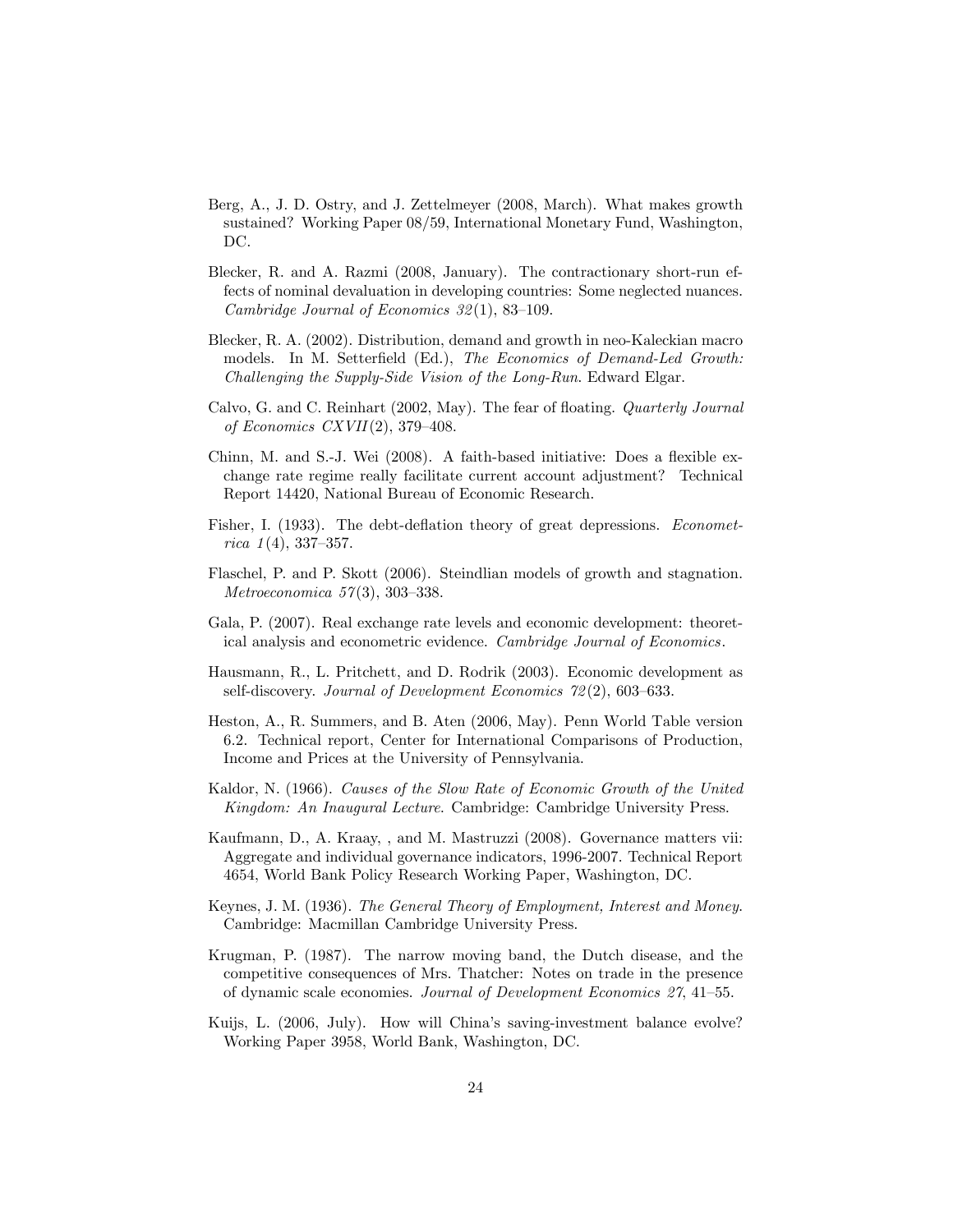Berg, A., J. D. Ostry, and J. Zettelmeyer (2008, March). What makes growth sustained? Working Paper 08/59, International Monetary Fund, Washington, DC.

Blecker, R. and A. Razmi (2008, January). The contractionary short-run effects of nominal devaluation in developing countries: Some neglected nuances. *Cambridge Journal of Economics 32*(1), 83–109.

Blecker, R. A. (2002). Distribution, demand and growth in neo-Kaleckian macro models. In M. Setterfield (Ed.), *The Economics of Demand-Led Growth: Challenging the Supply-Side Vision of the Long-Run*. Edward Elgar.

Calvo, G. and C. Reinhart (2002, May). The fear of floating. *Quarterly Journal of Economics CXVII*(2), 379–408.

Chinn, M. and S.-J. Wei (2008). A faith-based initiative: Does a flexible exchange rate regime really facilitate current account adjustment? Technical Report 14420, National Bureau of Economic Research.

Fisher, I. (1933). The debt-deflation theory of great depressions. *Econometrica 1*(4), 337–357.

Flaschel, P. and P. Skott (2006). Steindlian models of growth and stagnation. *Metroeconomica 57*(3), 303–338.

Gala, P. (2007). Real exchange rate levels and economic development: theoretical analysis and econometric evidence. *Cambridge Journal of Economics*.

Hausmann, R., L. Pritchett, and D. Rodrik (2003). Economic development as self-discovery. *Journal of Development Economics 72*(2), 603–633.

Heston, A., R. Summers, and B. Aten (2006, May). Penn World Table version 6.2. Technical report, Center for International Comparisons of Production, Income and Prices at the University of Pennsylvania.

Kaldor, N. (1966). *Causes of the Slow Rate of Economic Growth of the United Kingdom: An Inaugural Lecture*. Cambridge: Cambridge University Press.

Kaufmann, D., A. Kraay, , and M. Mastruzzi (2008). Governance matters vii: Aggregate and individual governance indicators, 1996-2007. Technical Report 4654, World Bank Policy Research Working Paper, Washington, DC.

Keynes, J. M. (1936). *The General Theory of Employment, Interest and Money*. Cambridge: Macmillan Cambridge University Press.

Krugman, P. (1987). The narrow moving band, the Dutch disease, and the competitive consequences of Mrs. Thatcher: Notes on trade in the presence of dynamic scale economies. *Journal of Development Economics 27*, 41–55.

Kuijs, L. (2006, July). How will China's saving-investment balance evolve? Working Paper 3958, World Bank, Washington, DC.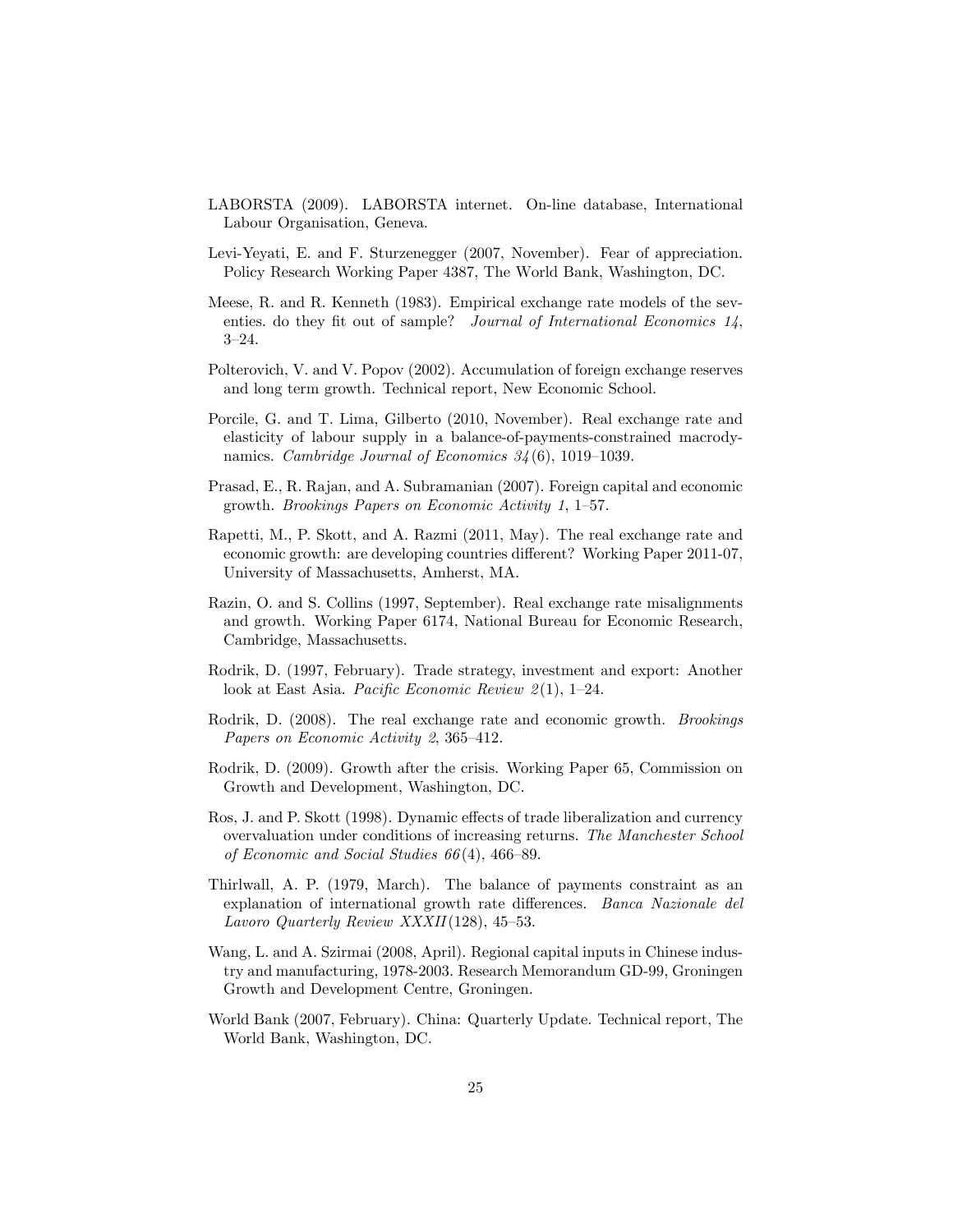LABORSTA (2009). LABORSTA internet. On-line database, International Labour Organisation, Geneva.

Levi-Yeyati, E. and F. Sturzenegger (2007, November). Fear of appreciation. Policy Research Working Paper 4387, The World Bank, Washington, DC.

Meese, R. and R. Kenneth (1983). Empirical exchange rate models of the seventies. do they fit out of sample? *Journal of International Economics 14*, 3–24.

Polterovich, V. and V. Popov (2002). Accumulation of foreign exchange reserves and long term growth. Technical report, New Economic School.

Porcile, G. and T. Lima, Gilberto (2010, November). Real exchange rate and elasticity of labour supply in a balance-of-payments-constrained macrodynamics. *Cambridge Journal of Economics 34*(6), 1019–1039.

Prasad, E., R. Rajan, and A. Subramanian (2007). Foreign capital and economic growth. *Brookings Papers on Economic Activity 1*, 1–57.

Rapetti, M., P. Skott, and A. Razmi (2011, May). The real exchange rate and economic growth: are developing countries different? Working Paper 2011-07, University of Massachusetts, Amherst, MA.

Razin, O. and S. Collins (1997, September). Real exchange rate misalignments and growth. Working Paper 6174, National Bureau for Economic Research, Cambridge, Massachusetts.

Rodrik, D. (1997, February). Trade strategy, investment and export: Another look at East Asia. *Pacific Economic Review 2*(1), 1–24.

Rodrik, D. (2008). The real exchange rate and economic growth. *Brookings Papers on Economic Activity 2*, 365–412.

Rodrik, D. (2009). Growth after the crisis. Working Paper 65, Commission on Growth and Development, Washington, DC.

Ros, J. and P. Skott (1998). Dynamic effects of trade liberalization and currency overvaluation under conditions of increasing returns. *The Manchester School of Economic and Social Studies 66*(4), 466–89.

Thirlwall, A. P. (1979, March). The balance of payments constraint as an explanation of international growth rate differences. *Banca Nazionale del Lavoro Quarterly Review XXXII*(128), 45–53.

Wang, L. and A. Szirmai (2008, April). Regional capital inputs in Chinese industry and manufacturing, 1978-2003. Research Memorandum GD-99, Groningen Growth and Development Centre, Groningen.

World Bank (2007, February). China: Quarterly Update. Technical report, The World Bank, Washington, DC.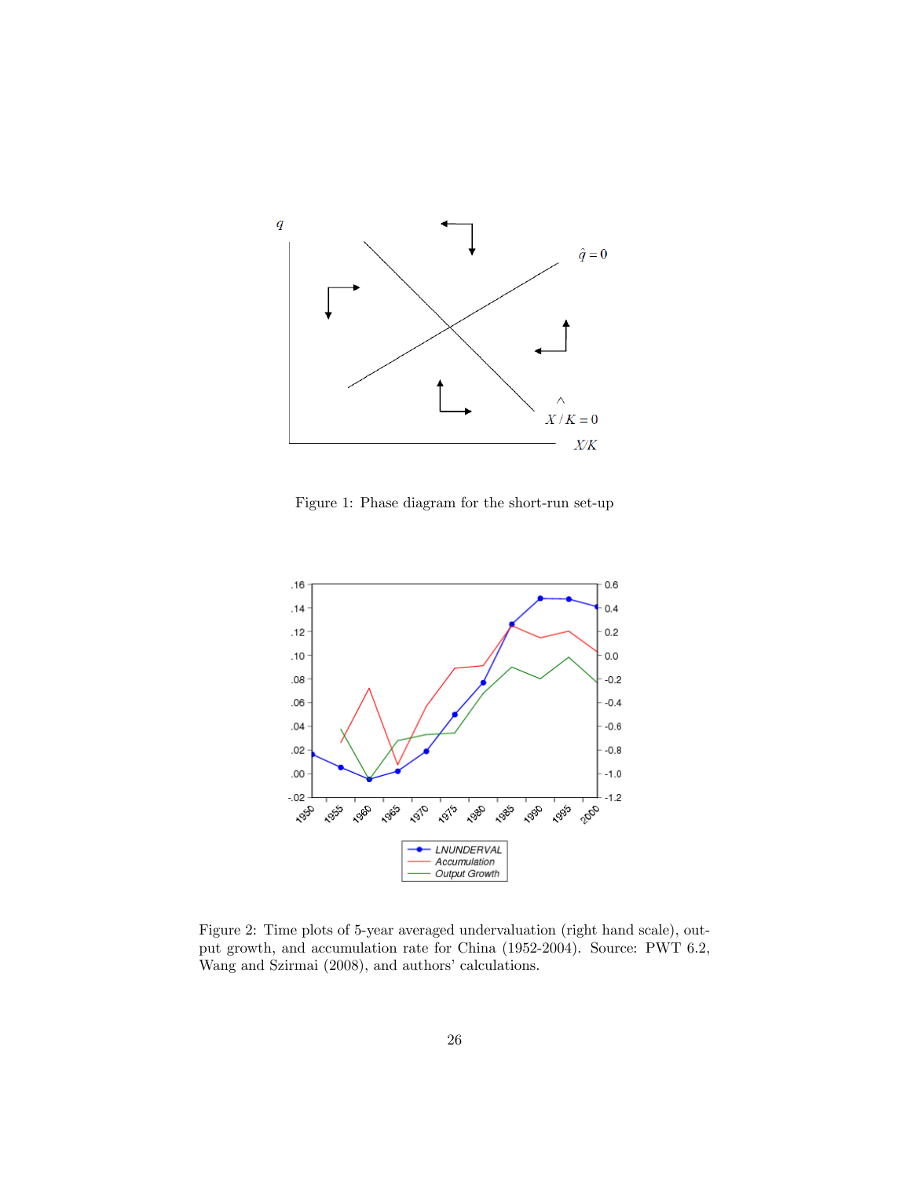Figure 1: Phase diagram for the short-run set-up

Figure 2: Time plots of 5-year averaged undervaluation (right hand scale), output growth, and accumulation rate for China (1952-2004). Source: PWT 6.2, Wang and Szirmai (2008), and authors' calculations.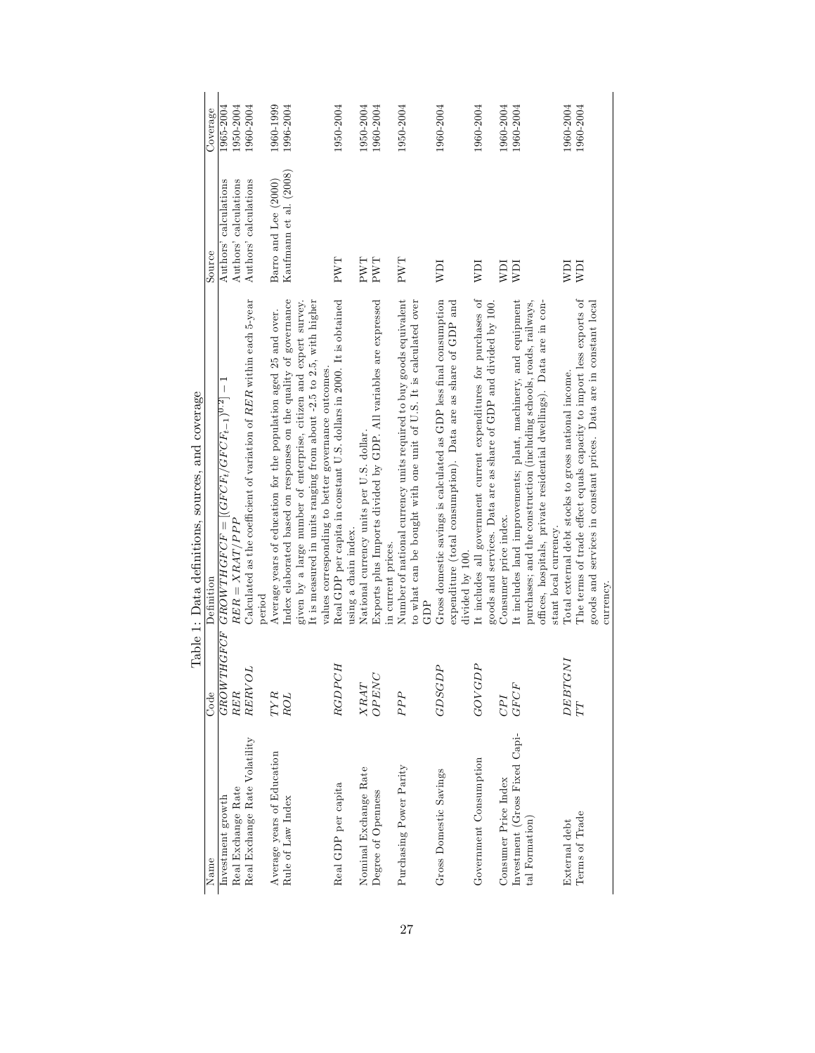Table 1: Data definitions, sources, and coverage

| Name | Code | Definition | Source | Coverage |
|---|---|---|---|---|
| Investment growth | $GROWTHGFCF$ | $GROWTHGFCF = [(GFCF_t/GFCF_{t-1})^{0.2}] - 1$ | Authors' calculations | 1965-2004 |
| Real Exchange Rate | $RER$ | $RER = XRAT/PPP$ | Authors' calculations | 1950-2004 |
| Real Exchange Rate Volatility | $RERVOL$ | Calculated as the coefficient of variation of $RER$ within each 5-year period | Authors' calculations | 1960-2004 |
| Average years of Education | $TYR$ | Average years of education for the population aged 25 and over. | Barro and Lee (2000) | 1960-1999 |
| Rule of Law Index | $ROL$ | Index elaborated based on responses on the quality of governance given by a large number of enterprise, citizen and expert survey. It is measured in units ranging from about -2.5 to 2.5, with higher values corresponding to better governance outcomes. | Kaufmann et al. (2008) | 1996-2004 |
| Real GDP per capita | $RGDPCH$ | Real GDP per capita in constant U.S. dollars in 2000. It is obtained using a chain index. | PWT | 1950-2004 |
| Nominal Exchange Rate | $XRAT$ | National currency units per U.S. dollar. | PWT | 1950-2004 |
| Degree of Openness | $OPENC$ | Exports plus Imports divided by GDP. All variables are expressed in current prices. | PWT | 1960-2004 |
| Purchasing Power Parity | $PPP$ | Number of national currency units required to buy goods equivalent to what can be bought with one unit of U.S. It is calculated over GDP | PWT | 1950-2004 |
| Gross Domestic Savings | $GDSGDP$ | Gross domestic savings is calculated as GDP less final consumption expenditure (total consumption). Data are as share of GDP and divided by 100. | WDI | 1960-2004 |
| Government Consumption | $GOVGDP$ | It includes all government current expenditures for purchases of goods and services. Data are as share of GDP and divided by 100. | WDI | 1960-2004 |
| Consumer Price Index | $CPI$ | Consumer price index. | WDI | 1960-2004 |
| Investment (Gross Fixed Capital Formation) | $GFCF$ | It includes land improvements; plant, machinery, and equipment purchases; and the construction (including schools, roads, railways, offices, hospitals, private residential dwellings). Data are in constant local currency. | WDI | 1960-2004 |
| External debt | $DEBTGNI$ | Total external debt stocks to gross national income. | WDI | 1960-2004 |
| Terms of Trade | $TT$ | The terms of trade effect equals capacity to import less exports of goods and services in constant prices. Data are in constant local currency. | WDI | 1960-2004 |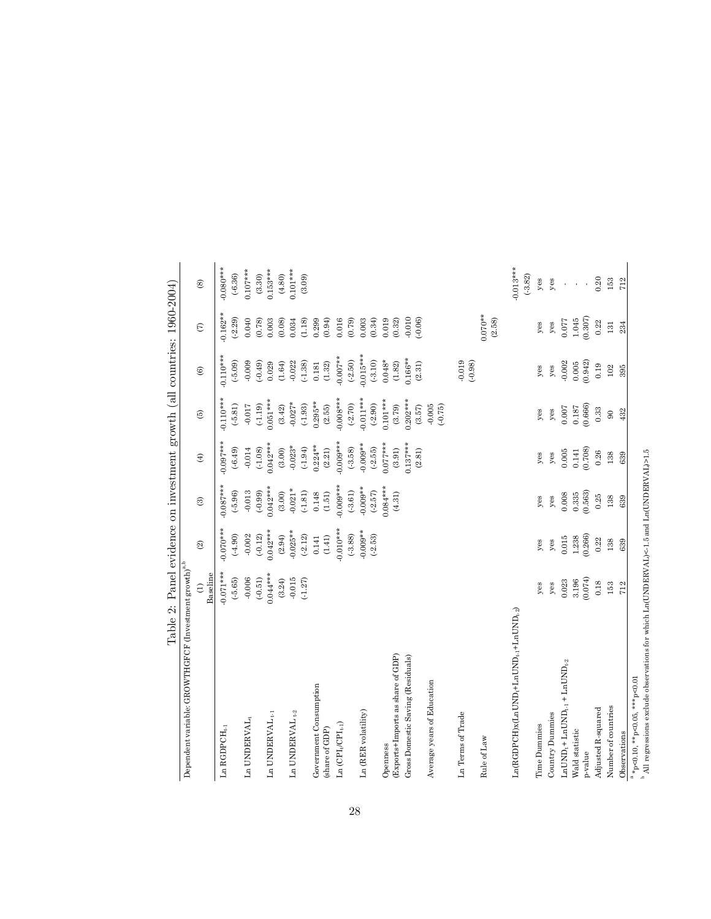# Table 2: Panel evidence on investment growth (all countries: 1960-2004)

Dependent variable: GROWTHGFCF (Investment growth)[a,b]

| | (1) Baseline | (2) | (3) | (4) | (5) | (6) | (7) | (8) |
|---|---|---|---|---|---|---|---|---|
| Ln RGDPCH$_{t-1}$ | -0.071*** | -0.070*** | -0.087*** | -0.097*** | -0.110*** | -0.110*** | -0.162** | -0.080*** |
| | (-5.65) | (-4.90) | (-5.96) | (-6.49) | (-5.81) | (-5.09) | (-2.29) | (-6.36) |
| Ln UNDERVAL$_t$ | -0.006 | -0.002 | -0.013 | -0.014 | -0.017 | -0.009 | 0.040 | 0.107*** |
| | (-0.51) | (-0.12) | (-0.99) | (-1.08) | (-1.19) | (-0.49) | (0.78) | (3.30) |
| Ln UNDERVAL$_{t-1}$ | 0.044*** | 0.042*** | 0.042*** | 0.042*** | 0.051*** | 0.029 | 0.003 | 0.153*** |
| | (3.24) | (2.94) | (3.00) | (3.00) | (3.42) | (1.64) | (0.08) | (4.80) |
| Ln UNDERVAL$_{t-2}$ | -0.015 | -0.025** | -0.021* | -0.023* | -0.027* | -0.022 | 0.034 | 0.101*** |
| | (-1.27) | (-2.12) | (-1.81) | (-1.94) | (-1.93) | (-1.38) | (1.18) | (3.09) |
| Government Consumption (share of GDP) | | 0.141 | 0.148 | 0.224** | 0.295** | 0.181 | 0.299 | |
| | | (1.41) | (1.51) | (2.21) | (2.55) | (1.32) | (0.94) | |
| Ln (CPI$_t$/CPI$_{t-1}$) | | -0.010*** | -0.009*** | -0.009*** | -0.008*** | -0.007** | 0.016 | |
| | | (-3.88) | (-3.61) | (-3.58) | (-2.70) | (-2.50) | (0.79) | |
| Ln (RER volatility) | | -0.009** | -0.009** | -0.009** | -0.011*** | -0.015*** | 0.003 | |
| | | (-2.53) | (-2.57) | (-2.55) | (-2.90) | (-3.10) | (0.34) | |
| Openness (Exports+Imports as share of GDP) | | | 0.084*** | 0.077*** | 0.101*** | 0.048* | 0.019 | |
| | | | (4.31) | (3.91) | (3.79) | (1.82) | (0.32) | |
| Gross Domestic Saving (Residuals) | | | | 0.137*** | 0.202*** | 0.166** | -0.010 | |
| | | | | (2.81) | (3.57) | (2.31) | (-0.06) | |
| Average years of Education | | | | | -0.005 | | | |
| | | | | | (-0.75) | | | |
| Ln Terms of Trade | | | | | | -0.019 | | |
| | | | | | | (-0.98) | | |
| Rule of Law | | | | | | | 0.070** | |
| | | | | | | | (2.58) | |
| Ln(RGDPCH)x(LnUND$_t$+LnUND$_{t-1}$+LnUND$_{t-2}$) | | | | | | | | -0.013*** |
| | | | | | | | | (-3.82) |
| Time Dummies | yes | yes | yes | yes | yes | yes | yes | yes |
| Country Dummies | yes | yes | yes | yes | yes | yes | yes | yes |
| LnUND$_t$ + LnUND$_{t-1}$ + LnUND$_{t-2}$ | 0.023 | 0.015 | 0.008 | 0.005 | 0.007 | -0.002 | 0.077 | - |
| Wald statistic | 3.196 | 1.238 | 0.335 | 0.141 | 0.187 | 0.005 | 1.045 | - |
| p-value | (0.074) | (0.266) | (0.563) | (0.708) | (0.666) | (0.942) | (0.307) | - |
| Adjusted R-squared | 0.18 | 0.22 | 0.25 | 0.26 | 0.33 | 0.19 | 0.22 | 0.20 |
| Number of countries | 153 | 138 | 138 | 138 | 90 | 102 | 131 | 153 |
| Observations | 712 | 639 | 639 | 639 | 432 | 395 | 234 | 712 |

[a] *p<0.10, **p<0.05, ***p<0.01

[b] All regressions exclude observations for which Ln(UNDERVAL)<-1.5 and Ln(UNDERVAL)>1.5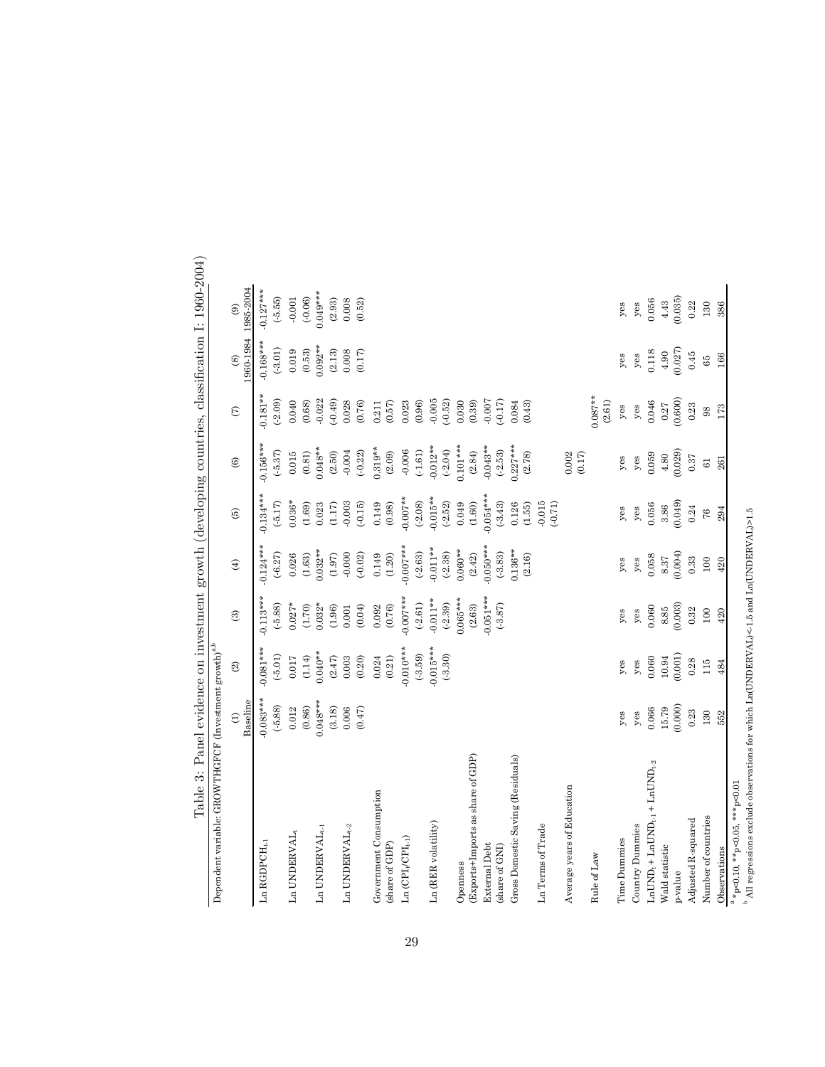# Table 3: Panel evidence on investment growth (developing countries, classification I: 1960-2004)

Dependent variable: GROWTHGFCF (Investment growth)[a,b]

| | (1) Baseline | (2) | (3) | (4) | (5) | (6) | (7) | (8) 1960-1984 | (9) 1985-2004 |
|---|---|---|---|---|---|---|---|---|---|
| Ln RGDPCH$_{t-1}$ | -0.083*** | -0.081*** | -0.113*** | -0.124*** | -0.134*** | -0.156*** | -0.181** | -0.168*** | -0.127*** |
| | (-5.88) | (-5.01) | (-5.88) | (-6.27) | (-5.17) | (-5.37) | (-2.09) | (-3.01) | (-5.55) |
| Ln UNDERVAL$_t$ | 0.012 | 0.017 | 0.027* | 0.026 | 0.036* | 0.015 | 0.040 | 0.019 | -0.001 |
| | (0.86) | (1.14) | (1.70) | (1.63) | (1.69) | (0.81) | (0.68) | (0.53) | (-0.06) |
| Ln UNDERVAL$_{t-1}$ | 0.048*** | 0.040** | 0.032* | 0.032** | 0.023 | 0.048** | -0.022 | 0.092** | 0.049*** |
| | (3.18) | (2.47) | (1.96) | (1.97) | (1.17) | (2.50) | (-0.49) | (2.13) | (2.93) |
| Ln UNDERVAL$_{t-2}$ | 0.006 | 0.003 | 0.001 | -0.000 | -0.003 | -0.004 | 0.028 | 0.008 | 0.008 |
| | (0.47) | (0.20) | (0.04) | (-0.02) | (-0.15) | (-0.22) | (0.76) | (0.17) | (0.52) |
| Government Consumption (share of GDP) | | 0.024 | 0.092 | 0.149 | 0.149 | 0.319** | 0.211 | | |
| | | (0.21) | (0.76) | (1.20) | (0.98) | (2.09) | (0.57) | | |
| Ln (CPI$_t$/CPI$_{t-1}$) | | -0.010*** | -0.007*** | -0.007*** | -0.007** | -0.006 | 0.023 | | |
| | | (-3.59) | (-2.61) | (-2.63) | (-2.08) | (-1.61) | (0.96) | | |
| Ln (RER volatility) | | -0.015*** | -0.011** | -0.011** | -0.015** | -0.012** | -0.005 | | |
| | | (-3.30) | (-2.39) | (-2.38) | (-2.52) | (-2.04) | (-0.52) | | |
| Openness (Exports+Imports as share of GDP) | | | 0.065*** | 0.060** | 0.049 | 0.101*** | 0.030 | | |
| | | | (2.63) | (2.42) | (1.60) | (2.84) | (0.39) | | |
| External Debt (share of GNI) | | | -0.051*** | -0.050*** | -0.054*** | -0.043** | -0.007 | | |
| | | | (-3.87) | (-3.83) | (-3.43) | (-2.53) | (-0.17) | | |
| Gross Domestic Saving (Residuals) | | | | 0.136** | 0.126 | 0.227*** | 0.084 | | |
| | | | | (2.16) | (1.55) | (2.78) | (0.43) | | |
| Ln Terms of Trade | | | | | -0.015 | | | | |
| | | | | | (-0.71) | | | | |
| Average years of Education | | | | | | 0.002 | | | |
| | | | | | | (0.17) | | | |
| Rule of Law | | | | | | | 0.087** | | |
| | | | | | | | (2.61) | | |
| Time Dummies | yes | yes | yes | yes | yes | yes | yes | yes | yes |
| Country Dummies | yes | yes | yes | yes | yes | yes | yes | yes | yes |
| LnUND$_t$ + LnUND$_{t-1}$ + LnUND$_{t-2}$ | 0.066 | 0.060 | 0.060 | 0.058 | 0.056 | 0.059 | 0.046 | 0.118 | 0.056 |
| Wald statistic | 15.79 | 10.94 | 8.85 | 8.37 | 3.86 | 4.80 | 0.27 | 4.90 | 4.43 |
| p-value | (0.000) | (0.001) | (0.003) | (0.004) | (0.049) | (0.029) | (0.600) | (0.027) | (0.035) |
| Adjusted R-squared | 0.23 | 0.28 | 0.32 | 0.33 | 0.24 | 0.37 | 0.23 | 0.45 | 0.22 |
| Number of countries | 130 | 115 | 100 | 100 | 76 | 61 | 98 | 65 | 130 |
| Observations | 552 | 484 | 420 | 420 | 294 | 261 | 173 | 166 | 386 |

[a] *p<0.10, **p<0.05, ***p<0.01

[b] All regressions exclude observations for which Ln(UNDERVAL)<-1.5 and Ln(UNDERVAL)>1.5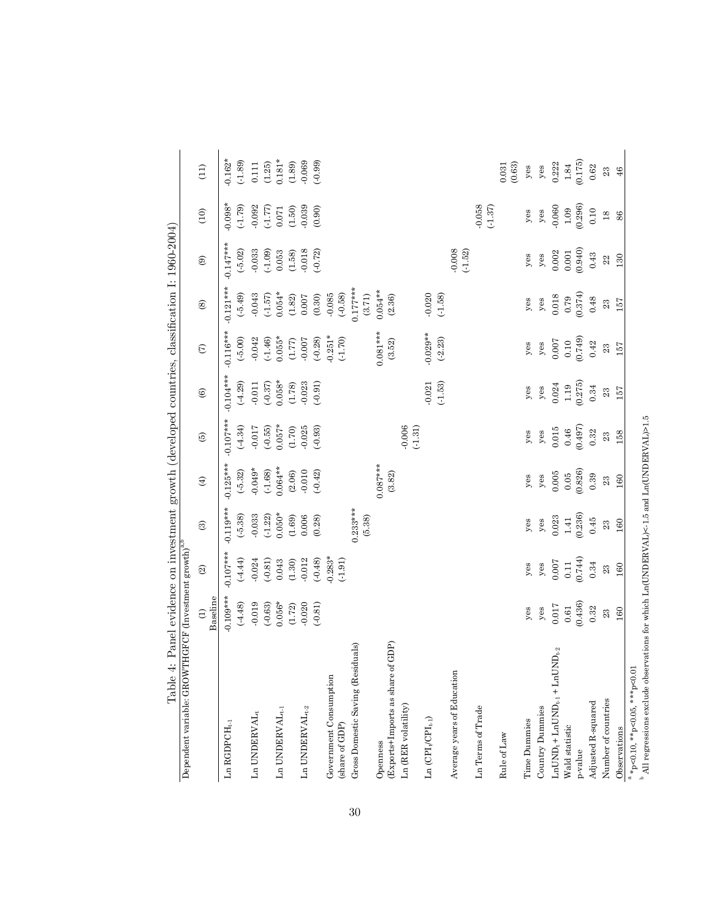Table 4: Panel evidence on investment growth (developed countries, classification I: 1960-2004)

Dependent variable: GROWTHGFCF (Investment growth)[a,b]

| | (1) Baseline | (2) | (3) | (4) | (5) | (6) | (7) | (8) | (9) | (10) | (11) |
|---|---|---|---|---|---|---|---|---|---|---|---|
| Ln $RGDPCH_{t-1}$ | -0.109*** | -0.107*** | -0.119*** | -0.125*** | -0.107*** | -0.104*** | -0.116*** | -0.121*** | -0.147*** | -0.098* | -0.162* |
| | (-4.48) | (-4.44) | (-5.38) | (-5.32) | (-4.34) | (-4.29) | (-5.00) | (-5.49) | (-5.02) | (-1.79) | (-1.89) |
| Ln $UNDERVAL_t$ | -0.019 | -0.024 | -0.033 | -0.049* | -0.017 | -0.011 | -0.042 | -0.043 | -0.033 | -0.092 | 0.111 |
| | (-0.63) | (-0.81) | (-1.22) | (-1.68) | (-0.55) | (-0.37) | (-1.46) | (-1.57) | (-1.09) | (-1.77) | (1.25) |
| Ln $UNDERVAL_{t-1}$ | 0.056* | 0.043 | 0.050* | 0.064** | 0.057* | 0.058* | 0.055* | 0.054* | 0.053 | 0.071 | 0.181* |
| | (1.72) | (1.30) | (1.69) | (2.06) | (1.70) | (1.78) | (1.77) | (1.82) | (1.58) | (1.50) | (1.89) |
| Ln $UNDERVAL_{t-2}$ | -0.020 | -0.012 | 0.006 | -0.010 | -0.025 | -0.023 | -0.007 | 0.007 | -0.018 | -0.039 | -0.069 |
| | (-0.81) | (-0.48) | (0.28) | (-0.42) | (-0.93) | (-0.91) | (-0.28) | (0.30) | (-0.72) | (0.90) | (-0.99) |
| Government Consumption (share of GDP) | | -0.283* | | | | | -0.251* | -0.085 | | | |
| | | (-1.91) | | | | | (-1.70) | (-0.58) | | | |
| Gross Domestic Saving (Residuals) | | | 0.233*** | | | | | 0.177*** | | | |
| | | | (5.38) | | | | | (3.71) | | | |
| Openness (Exports+Imports as share of GDP) | | | | 0.087*** | | | 0.081*** | 0.054** | | | |
| | | | | (3.82) | | | (3.52) | (2.36) | | | |
| Ln (RER volatility) | | | | | -0.006 | | | | | | |
| | | | | | (-1.31) | | | | | | |
| Ln ($CPI_t/CPI_{t-1}$) | | | | | | -0.021 | -0.029** | -0.020 | | | |
| | | | | | | (-1.53) | (-2.23) | (-1.58) | | | |
| Average years of Education | | | | | | | | | -0.008 | | |
| | | | | | | | | | (-1.52) | | |
| Ln Terms of Trade | | | | | | | | | | -0.058 | |
| | | | | | | | | | | (-1.37) | |
| Rule of Law | | | | | | | | | | | 0.031 |
| | | | | | | | | | | | (0.63) |
| Time Dummies | yes | yes | yes | yes | yes | yes | yes | yes | yes | yes | yes |
| Country Dummies | yes | yes | yes | yes | yes | yes | yes | yes | yes | yes | yes |
| $LnUND_t + LnUND_{t-1} + LnUND_{t-2}$ | 0.017 | 0.007 | 0.023 | 0.005 | 0.015 | 0.024 | 0.007 | 0.018 | 0.002 | -0.060 | 0.222 |
| Wald statistic | 0.61 | 0.11 | 1.41 | 0.05 | 0.46 | 1.19 | 0.10 | 0.79 | 0.001 | 1.09 | 1.84 |
| p-value | (0.436) | (0.744) | (0.236) | (0.826) | (0.497) | (0.275) | (0.749) | (0.374) | (0.940) | (0.296) | (0.175) |
| Adjusted R-squared | 0.32 | 0.34 | 0.45 | 0.39 | 0.32 | 0.34 | 0.42 | 0.48 | 0.43 | 0.10 | 0.62 |
| Number of countries | 23 | 23 | 23 | 23 | 23 | 23 | 23 | 23 | 22 | 18 | 23 |
| Observations | 160 | 160 | 160 | 160 | 158 | 157 | 157 | 157 | 130 | 86 | 46 |

[a] *p<0.10, **p<0.05, ***p<0.01

[b] All regressions exclude observations for which Ln(UNDERVAL)<-1.5 and Ln(UNDERVAL)>1.5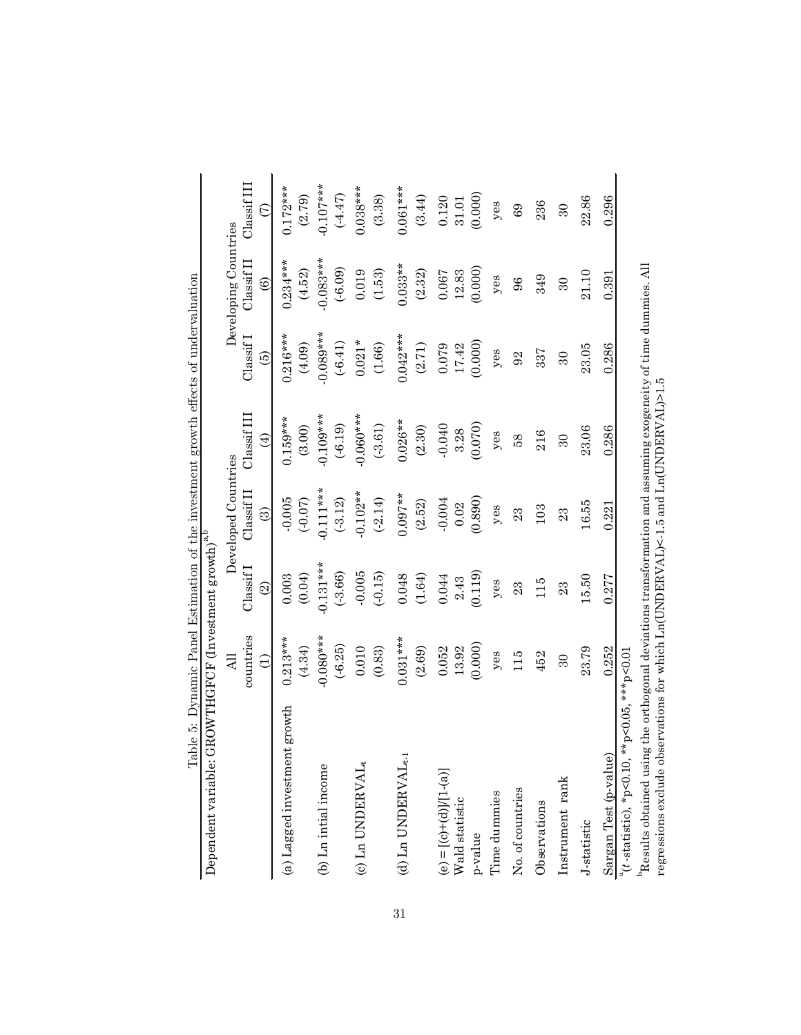Table 5: Dynamic Panel Estimation of the investment growth effects of undervaluation

Dependent variable: GROWTHGFCF (Investment growth)[a,b]

| | All countries | Developed Countries | | | Developing Countries | | |
|---|---|---|---|---|---|---|---|
| | | Classif I | Classif II | Classif III | Classif I | Classif II | Classif III |
| | (1) | (2) | (3) | (4) | (5) | (6) | (7) |
| (a) Lagged investment growth | 0.213*** | 0.003 | -0.005 | 0.159*** | 0.216*** | 0.234*** | 0.172*** |
| | (4.34) | (0.04) | (-0.07) | (3.00) | (4.09) | (4.52) | (2.79) |
| (b) Ln intial income | -0.080*** | -0.131*** | -0.111*** | -0.109*** | -0.089*** | -0.083*** | -0.107*** |
| | (-6.25) | (-3.66) | (-3.12) | (-6.19) | (-6.41) | (-6.09) | (-4.47) |
| (c) Ln $\text{UNDERVAL}_t$ | 0.010 | -0.005 | -0.102** | -0.060*** | 0.021* | 0.019 | 0.038*** |
| | (0.83) | (-0.15) | (-2.14) | (-3.61) | (1.66) | (1.53) | (3.38) |
| (d) Ln $\text{UNDERVAL}_{t-1}$ | 0.031*** | 0.048 | 0.097** | 0.026** | 0.042*** | 0.033** | 0.061*** |
| | (2.69) | (1.64) | (2.52) | (2.30) | (2.71) | (2.32) | (3.44) |
| (e) = [(c)+(d)]/[1-(a)] | 0.052 | 0.044 | -0.004 | -0.040 | 0.079 | 0.067 | 0.120 |
| Wald statistic | 13.92 | 2.43 | 0.02 | 3.28 | 17.42 | 12.83 | 31.01 |
| p-value | (0.000) | (0.119) | (0.890) | (0.070) | (0.000) | (0.000) | (0.000) |
| Time dummies | yes | yes | yes | yes | yes | yes | yes |
| No. of countries | 115 | 23 | 23 | 58 | 92 | 96 | 69 |
| Observations | 452 | 115 | 103 | 216 | 337 | 349 | 236 |
| Instrument rank | 30 | 23 | 23 | 30 | 30 | 30 | 30 |
| J-statistic | 23.79 | 15.50 | 16.55 | 23.06 | 23.05 | 21.10 | 22.86 |
| Sargan Test (p-value) | 0.252 | 0.277 | 0.221 | 0.286 | 0.286 | 0.391 | 0.296 |

[a] (*t*-statistic), *p<0.10, **p<0.05, ***p<0.01

[b] Results obtained using the orthogonal deviations transformation and assuming exogeneity of time dummies. All regressions exclude observations for which Ln(UNDERVAL)<-1.5 and Ln(UNDERVAL)>1.5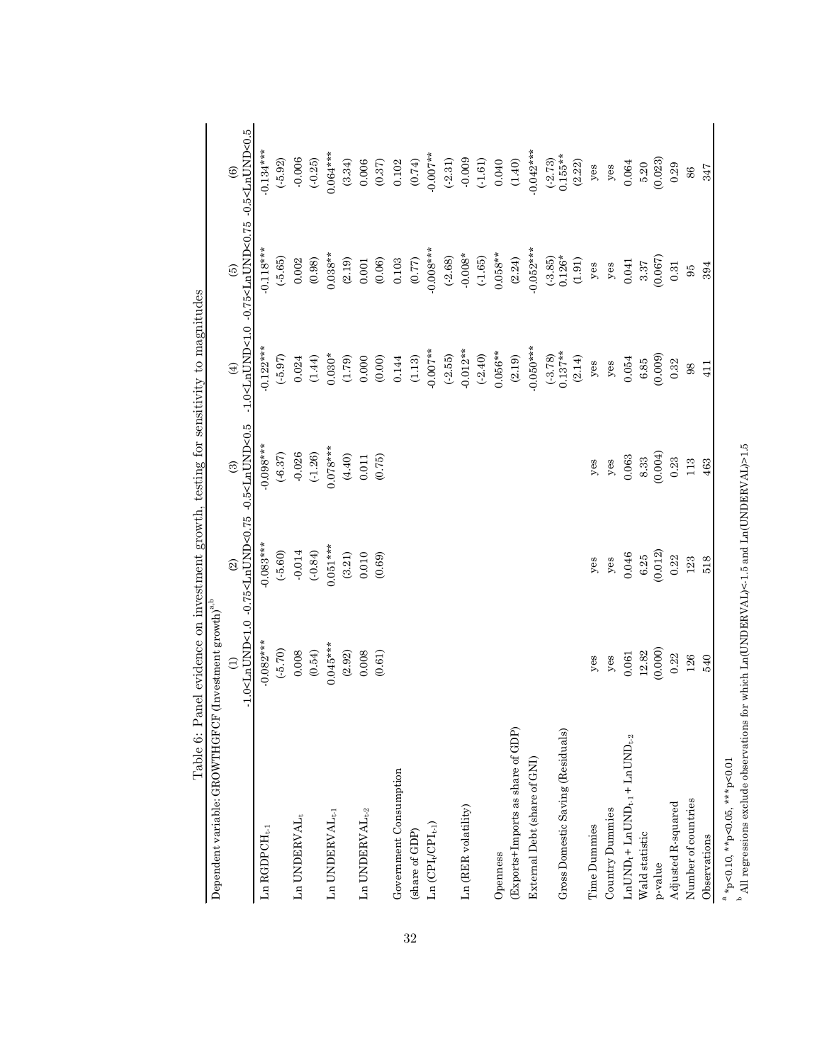Table 6: Panel evidence on investment growth, testing for sensitivity to magnitudes

Dependent variable: GROWTHGFCF (Investment growth)[a,b]

| | (1) | (2) | (3) | (4) | (5) | (6) |
|---|---|---|---|---|---|---|
| | -1.0<LnUND<1.0 | -0.75<LnUND<0.75 | -0.5<LnUND<0.5 | -1.0<LnUND<1.0 | -0.75<LnUND<0.75 | -0.5<LnUND<0.5 |
| Ln $RGDPCH_{t-1}$ | -0.082*** | -0.083*** | -0.098*** | -0.122*** | -0.118*** | -0.134*** |
| | (-5.70) | (-5.60) | (-6.37) | (-5.97) | (-5.65) | (-5.92) |
| Ln $UNDERVAL_t$ | 0.008 | -0.014 | -0.026 | 0.024 | 0.002 | -0.006 |
| | (0.54) | (-0.84) | (-1.26) | (1.44) | (0.98) | (-0.25) |
| Ln $UNDERVAL_{t-1}$ | 0.045*** | 0.051*** | 0.078*** | 0.030* | 0.038** | 0.064*** |
| | (2.92) | (3.21) | (4.40) | (1.79) | (2.19) | (3.34) |
| Ln $UNDERVAL_{t-2}$ | 0.008 | 0.010 | 0.011 | 0.000 | 0.001 | 0.006 |
| | (0.61) | (0.69) | (0.75) | (0.00) | (0.06) | (0.37) |
| Government Consumption (share of GDP) | | | | 0.144 | 0.103 | 0.102 |
| | | | | (1.13) | (0.77) | (0.74) |
| Ln ($CPI_t/CPI_{t-1}$) | | | | -0.007** | -0.008*** | -0.007** |
| | | | | (-2.55) | (-2.68) | (-2.31) |
| Ln (RER volatility) | | | | -0.012** | -0.008* | -0.009 |
| | | | | (-2.40) | (-1.65) | (-1.61) |
| Openness (Exports+Imports as share of GDP) | | | | 0.056** | 0.058** | 0.040 |
| | | | | (2.19) | (2.24) | (1.40) |
| External Debt (share of GNI) | | | | -0.050*** | -0.052*** | -0.042*** |
| | | | | (-3.78) | (-3.85) | (-2.73) |
| Gross Domestic Saving (Residuals) | | | | 0.137** | 0.126* | 0.155** |
| | | | | (2.14) | (1.91) | (2.22) |
| Time Dummies | yes | yes | yes | yes | yes | yes |
| Country Dummies | yes | yes | yes | yes | yes | yes |
| $LnUND_t + LnUND_{t-1} + LnUND_{t-2}$ | 0.061 | 0.046 | 0.063 | 0.054 | 0.041 | 0.064 |
| Wald statistic | 12.82 | 6.25 | 8.33 | 6.85 | 3.37 | 5.20 |
| p-value | (0.000) | (0.012) | (0.004) | (0.009) | (0.067) | (0.023) |
| Adjusted R-squared | 0.22 | 0.22 | 0.23 | 0.32 | 0.31 | 0.29 |
| Number of countries | 126 | 123 | 113 | 98 | 95 | 86 |
| Observations | 540 | 518 | 463 | 411 | 394 | 347 |

[a] *p<0.10, **p<0.05, ***p<0.01

[b] All regressions exclude observations for which Ln(UNDERVAL)<-1.5 and Ln(UNDERVAL)>1.5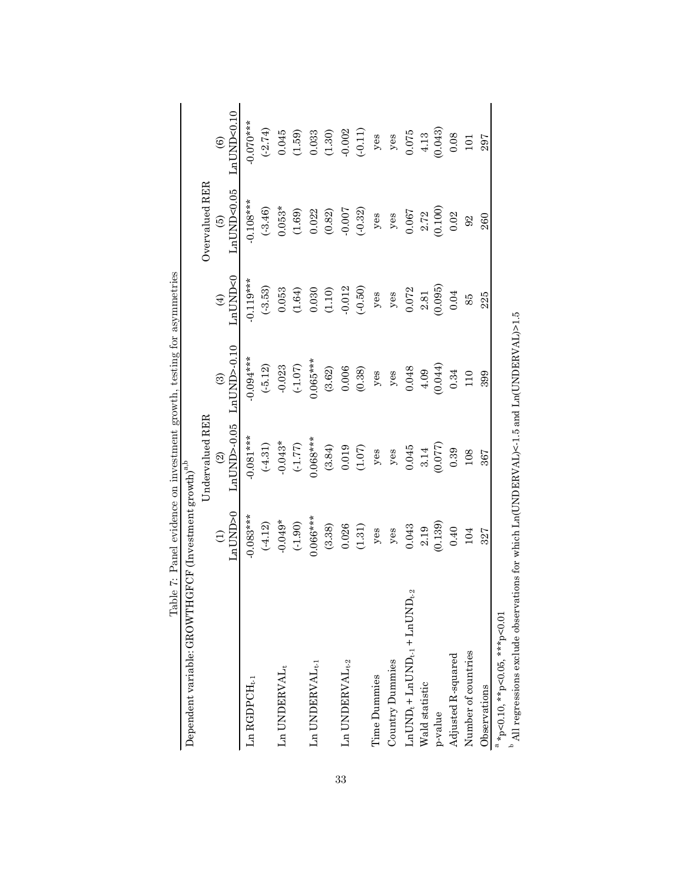Table 7: Panel evidence on investment growth, testing for asymmetries

Dependent variable: GROWTHGFCF (Investment growth)[a,b]

| | Undervalued RER | | | Overvalued RER | | |
|---|---|---|---|---|---|---|
| | (1) | (2) | (3) | (4) | (5) | (6) |
| | LnUND>0 | LnUND>-0.05 | LnUND>-0.10 | LnUND<0 | LnUND<0.05 | LnUND<0.10 |
| Ln $RGDPCH_{t-1}$ | -0.083*** | -0.081*** | -0.094*** | -0.119*** | -0.108*** | -0.070*** |
| | (-4.12) | (-4.31) | (-5.12) | (-3.53) | (-3.46) | (-2.74) |
| Ln $UNDERVAL_t$ | -0.049* | -0.043* | -0.023 | 0.053 | 0.053* | 0.045 |
| | (-1.90) | (-1.77) | (-1.07) | (1.64) | (1.69) | (1.59) |
| Ln $UNDERVAL_{t-1}$ | 0.066*** | 0.068*** | 0.065*** | 0.030 | 0.022 | 0.033 |
| | (3.38) | (3.84) | (3.62) | (1.10) | (0.82) | (1.30) |
| Ln $UNDERVAL_{t-2}$ | 0.026 | 0.019 | 0.006 | -0.012 | -0.007 | -0.002 |
| | (1.31) | (1.07) | (0.38) | (-0.50) | (-0.32) | (-0.11) |
| Time Dummies | yes | yes | yes | yes | yes | yes |
| Country Dummies | yes | yes | yes | yes | yes | yes |
| $LnUND_t + LnUND_{t-1} + LnUND_{t-2}$ | 0.043 | 0.045 | 0.048 | 0.072 | 0.067 | 0.075 |
| Wald statistic | 2.19 | 3.14 | 4.09 | 2.81 | 2.72 | 4.13 |
| p-value | (0.139) | (0.077) | (0.044) | (0.095) | (0.100) | (0.043) |
| Adjusted R-squared | 0.40 | 0.39 | 0.34 | 0.04 | 0.02 | 0.08 |
| Number of countries | 104 | 108 | 110 | 85 | 92 | 101 |
| Observations | 327 | 367 | 399 | 225 | 260 | 297 |

[a] *p<0.10, **p<0.05, ***p<0.01

[b] All regressions exclude observations for which Ln(UNDERVAL)<-1.5 and Ln(UNDERVAL)>1.5